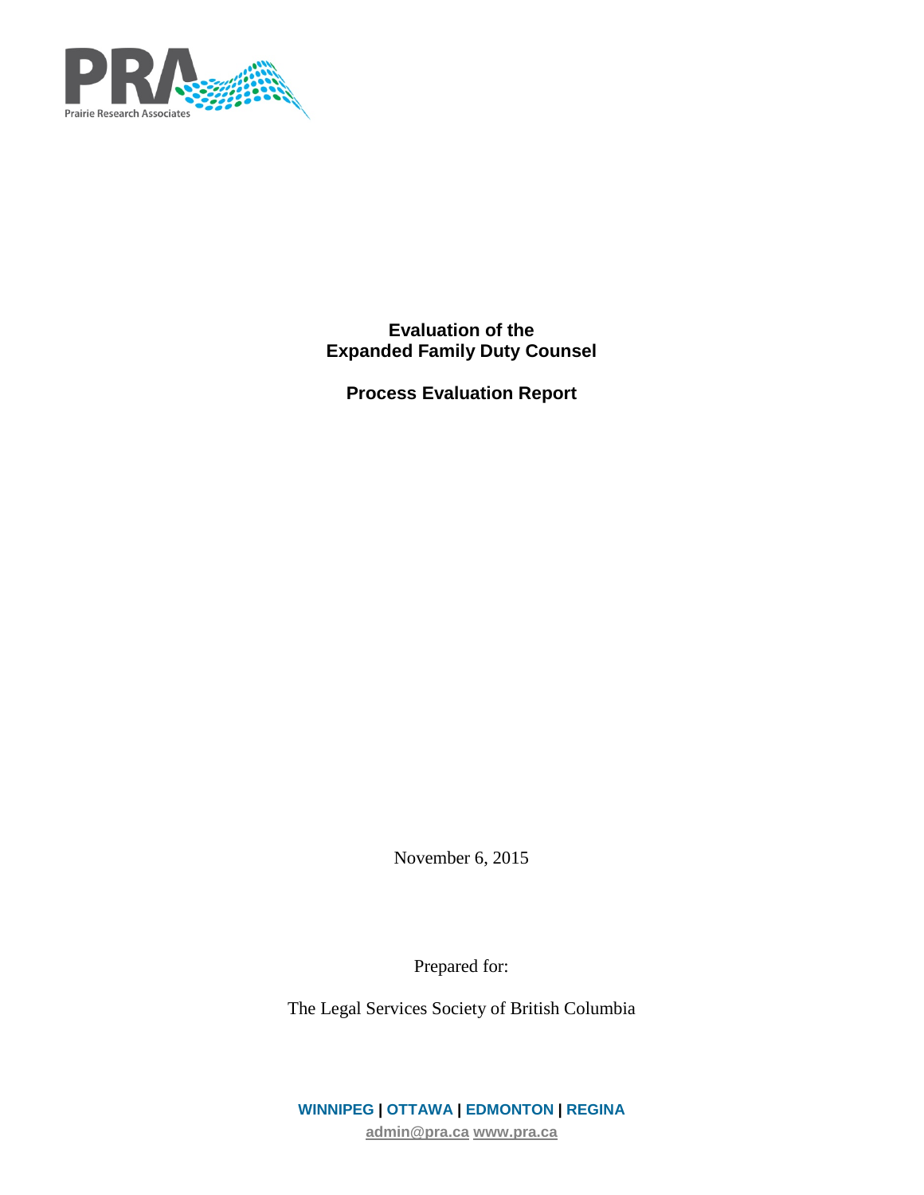Prairie Research Associates

# Evaluation of the Expanded Family Duty Counsel

## Process Evaluation Report

November 6, 2015

Prepared for:

The Legal Services Society of British Columbia

**WINNIPEG | OTTAWA | EDMONTON | REGINA**

admin@pra.ca www.pra.ca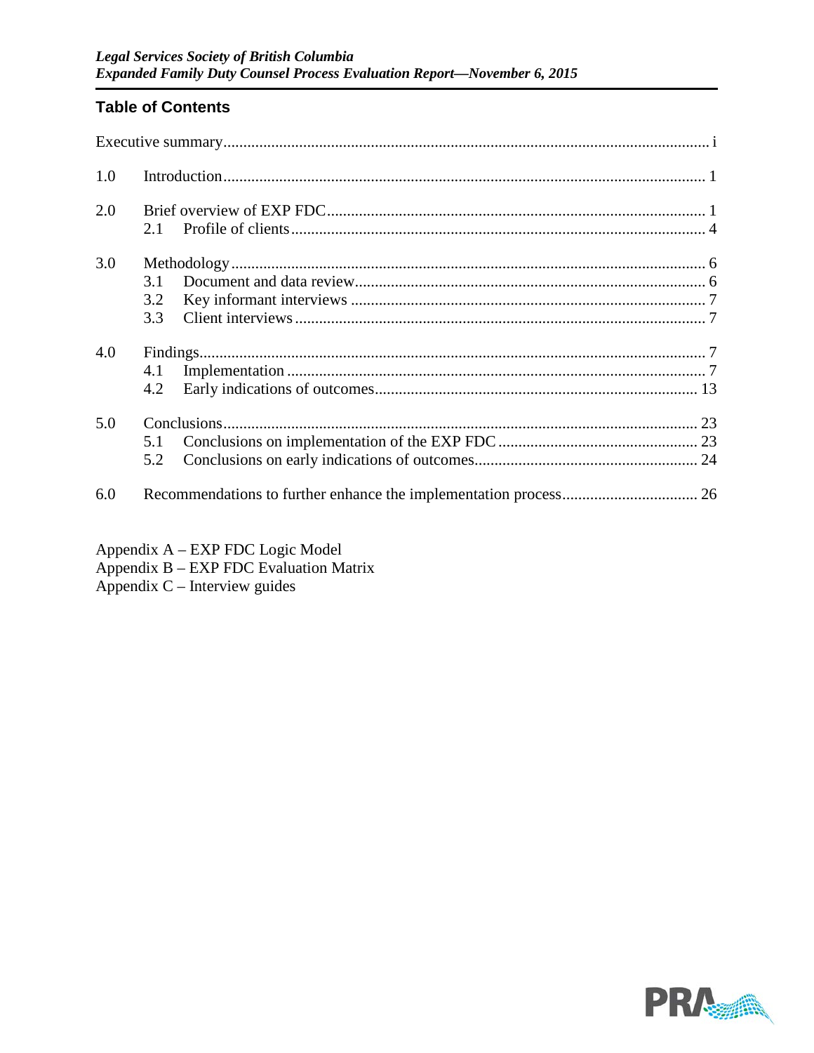## Table of Contents

| | | |
|---|---|---|
| Executive summary | | i |
| 1.0 | Introduction | 1 |
| 2.0 | Brief overview of EXP FDC | 1 |
| | 2.1 Profile of clients | 4 |
| 3.0 | Methodology | 6 |
| | 3.1 Document and data review | 6 |
| | 3.2 Key informant interviews | 7 |
| | 3.3 Client interviews | 7 |
| 4.0 | Findings | 7 |
| | 4.1 Implementation | 7 |
| | 4.2 Early indications of outcomes | 13 |
| 5.0 | Conclusions | 23 |
| | 5.1 Conclusions on implementation of the EXP FDC | 23 |
| | 5.2 Conclusions on early indications of outcomes | 24 |
| 6.0 | Recommendations to further enhance the implementation process | 26 |

Appendix A – EXP FDC Logic Model
Appendix B – EXP FDC Evaluation Matrix
Appendix C – Interview guides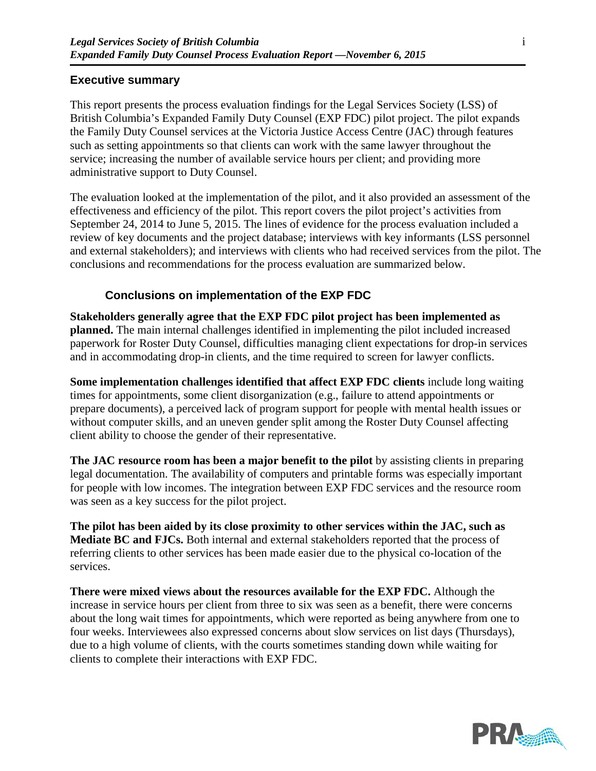## Executive summary

This report presents the process evaluation findings for the Legal Services Society (LSS) of British Columbia's Expanded Family Duty Counsel (EXP FDC) pilot project. The pilot expands the Family Duty Counsel services at the Victoria Justice Access Centre (JAC) through features such as setting appointments so that clients can work with the same lawyer throughout the service; increasing the number of available service hours per client; and providing more administrative support to Duty Counsel.

The evaluation looked at the implementation of the pilot, and it also provided an assessment of the effectiveness and efficiency of the pilot. This report covers the pilot project's activities from September 24, 2014 to June 5, 2015. The lines of evidence for the process evaluation included a review of key documents and the project database; interviews with key informants (LSS personnel and external stakeholders); and interviews with clients who had received services from the pilot. The conclusions and recommendations for the process evaluation are summarized below.

### Conclusions on implementation of the EXP FDC

**Stakeholders generally agree that the EXP FDC pilot project has been implemented as planned.** The main internal challenges identified in implementing the pilot included increased paperwork for Roster Duty Counsel, difficulties managing client expectations for drop-in services and in accommodating drop-in clients, and the time required to screen for lawyer conflicts.

**Some implementation challenges identified that affect EXP FDC clients** include long waiting times for appointments, some client disorganization (e.g., failure to attend appointments or prepare documents), a perceived lack of program support for people with mental health issues or without computer skills, and an uneven gender split among the Roster Duty Counsel affecting client ability to choose the gender of their representative.

**The JAC resource room has been a major benefit to the pilot** by assisting clients in preparing legal documentation. The availability of computers and printable forms was especially important for people with low incomes. The integration between EXP FDC services and the resource room was seen as a key success for the pilot project.

**The pilot has been aided by its close proximity to other services within the JAC, such as Mediate BC and FJCs.** Both internal and external stakeholders reported that the process of referring clients to other services has been made easier due to the physical co-location of the services.

**There were mixed views about the resources available for the EXP FDC.** Although the increase in service hours per client from three to six was seen as a benefit, there were concerns about the long wait times for appointments, which were reported as being anywhere from one to four weeks. Interviewees also expressed concerns about slow services on list days (Thursdays), due to a high volume of clients, with the courts sometimes standing down while waiting for clients to complete their interactions with EXP FDC.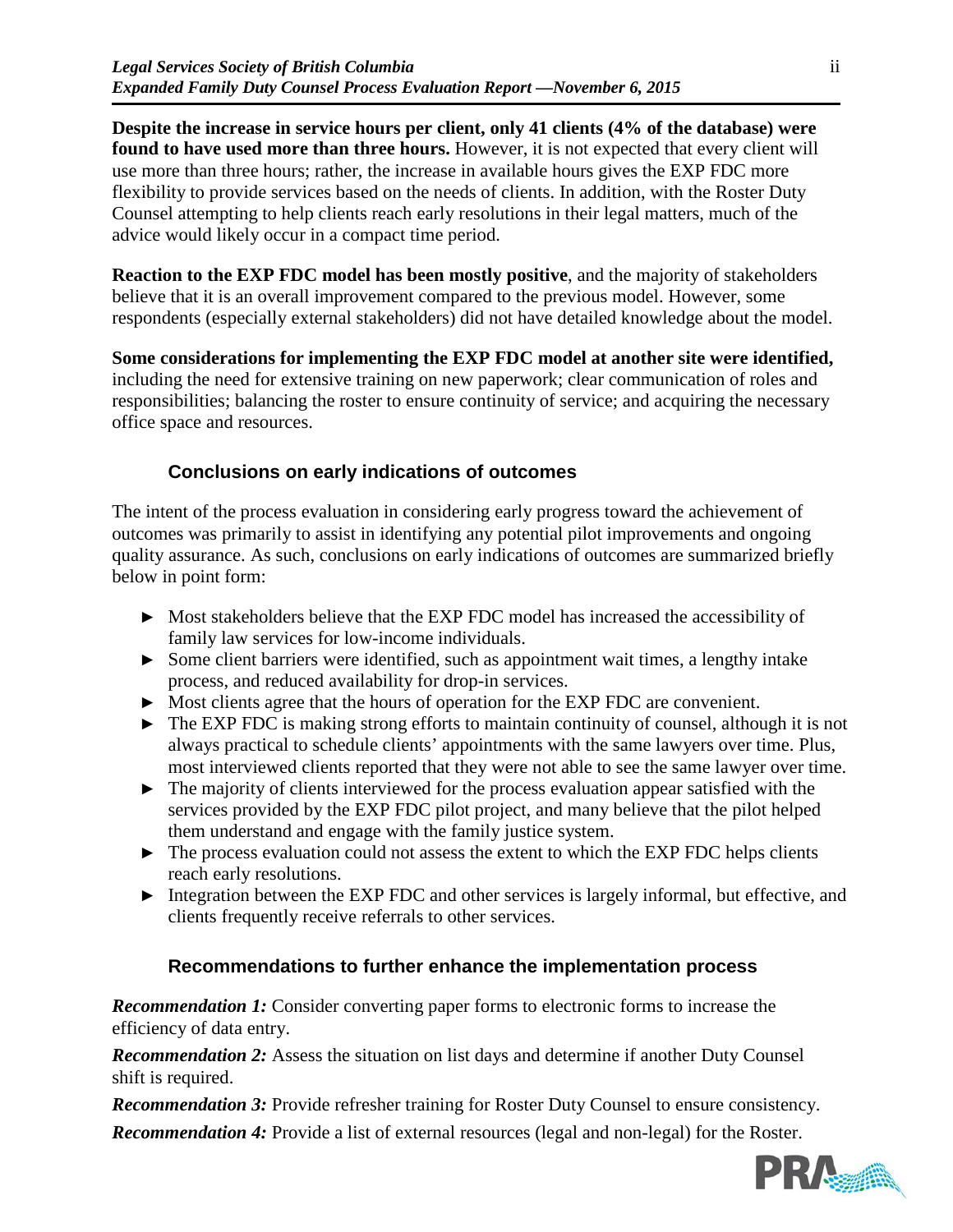**Despite the increase in service hours per client, only 41 clients (4% of the database) were found to have used more than three hours.** However, it is not expected that every client will use more than three hours; rather, the increase in available hours gives the EXP FDC more flexibility to provide services based on the needs of clients. In addition, with the Roster Duty Counsel attempting to help clients reach early resolutions in their legal matters, much of the advice would likely occur in a compact time period.

**Reaction to the EXP FDC model has been mostly positive**, and the majority of stakeholders believe that it is an overall improvement compared to the previous model. However, some respondents (especially external stakeholders) did not have detailed knowledge about the model.

**Some considerations for implementing the EXP FDC model at another site were identified,** including the need for extensive training on new paperwork; clear communication of roles and responsibilities; balancing the roster to ensure continuity of service; and acquiring the necessary office space and resources.

### Conclusions on early indications of outcomes

The intent of the process evaluation in considering early progress toward the achievement of outcomes was primarily to assist in identifying any potential pilot improvements and ongoing quality assurance. As such, conclusions on early indications of outcomes are summarized briefly below in point form:

- Most stakeholders believe that the EXP FDC model has increased the accessibility of family law services for low-income individuals.
- Some client barriers were identified, such as appointment wait times, a lengthy intake process, and reduced availability for drop-in services.
- Most clients agree that the hours of operation for the EXP FDC are convenient.
- The EXP FDC is making strong efforts to maintain continuity of counsel, although it is not always practical to schedule clients' appointments with the same lawyers over time. Plus, most interviewed clients reported that they were not able to see the same lawyer over time.
- The majority of clients interviewed for the process evaluation appear satisfied with the services provided by the EXP FDC pilot project, and many believe that the pilot helped them understand and engage with the family justice system.
- The process evaluation could not assess the extent to which the EXP FDC helps clients reach early resolutions.
- Integration between the EXP FDC and other services is largely informal, but effective, and clients frequently receive referrals to other services.

### Recommendations to further enhance the implementation process

***Recommendation 1:*** Consider converting paper forms to electronic forms to increase the efficiency of data entry.

***Recommendation 2:*** Assess the situation on list days and determine if another Duty Counsel shift is required.

***Recommendation 3:*** Provide refresher training for Roster Duty Counsel to ensure consistency.

***Recommendation 4:*** Provide a list of external resources (legal and non-legal) for the Roster.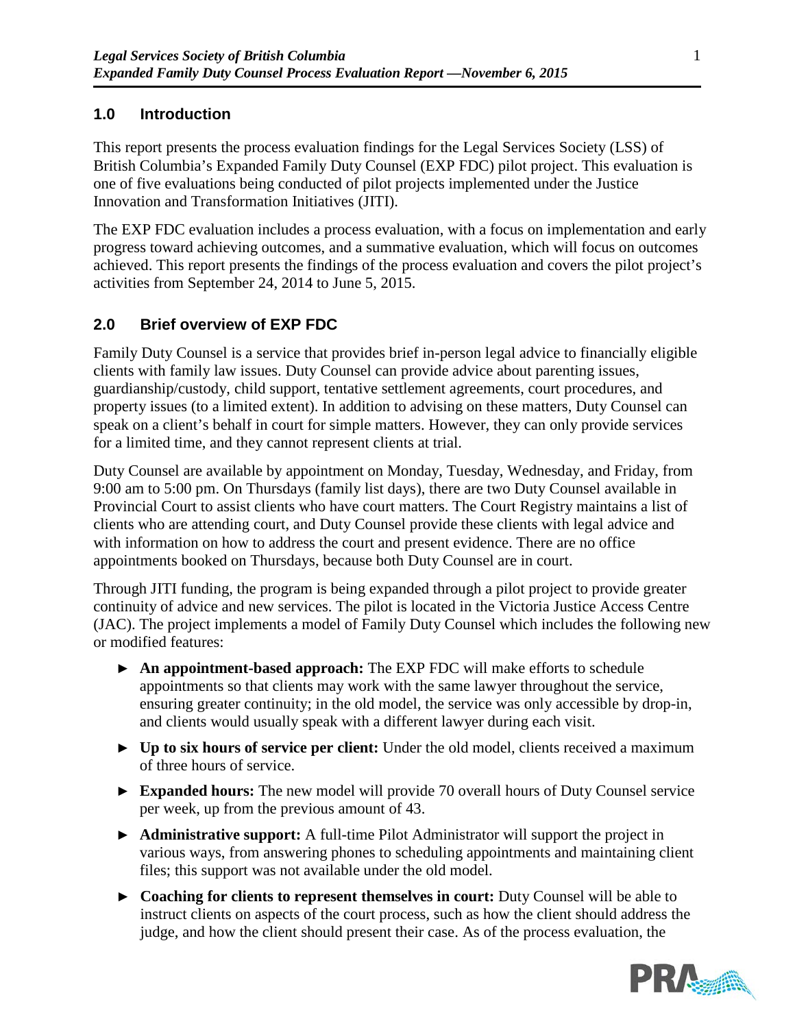## 1.0 Introduction

This report presents the process evaluation findings for the Legal Services Society (LSS) of British Columbia's Expanded Family Duty Counsel (EXP FDC) pilot project. This evaluation is one of five evaluations being conducted of pilot projects implemented under the Justice Innovation and Transformation Initiatives (JITI).

The EXP FDC evaluation includes a process evaluation, with a focus on implementation and early progress toward achieving outcomes, and a summative evaluation, which will focus on outcomes achieved. This report presents the findings of the process evaluation and covers the pilot project's activities from September 24, 2014 to June 5, 2015.

## 2.0 Brief overview of EXP FDC

Family Duty Counsel is a service that provides brief in-person legal advice to financially eligible clients with family law issues. Duty Counsel can provide advice about parenting issues, guardianship/custody, child support, tentative settlement agreements, court procedures, and property issues (to a limited extent). In addition to advising on these matters, Duty Counsel can speak on a client's behalf in court for simple matters. However, they can only provide services for a limited time, and they cannot represent clients at trial.

Duty Counsel are available by appointment on Monday, Tuesday, Wednesday, and Friday, from 9:00 am to 5:00 pm. On Thursdays (family list days), there are two Duty Counsel available in Provincial Court to assist clients who have court matters. The Court Registry maintains a list of clients who are attending court, and Duty Counsel provide these clients with legal advice and with information on how to address the court and present evidence. There are no office appointments booked on Thursdays, because both Duty Counsel are in court.

Through JITI funding, the program is being expanded through a pilot project to provide greater continuity of advice and new services. The pilot is located in the Victoria Justice Access Centre (JAC). The project implements a model of Family Duty Counsel which includes the following new or modified features:

- **An appointment-based approach:** The EXP FDC will make efforts to schedule appointments so that clients may work with the same lawyer throughout the service, ensuring greater continuity; in the old model, the service was only accessible by drop-in, and clients would usually speak with a different lawyer during each visit.
- **Up to six hours of service per client:** Under the old model, clients received a maximum of three hours of service.
- **Expanded hours:** The new model will provide 70 overall hours of Duty Counsel service per week, up from the previous amount of 43.
- **Administrative support:** A full-time Pilot Administrator will support the project in various ways, from answering phones to scheduling appointments and maintaining client files; this support was not available under the old model.
- **Coaching for clients to represent themselves in court:** Duty Counsel will be able to instruct clients on aspects of the court process, such as how the client should address the judge, and how the client should present their case. As of the process evaluation, the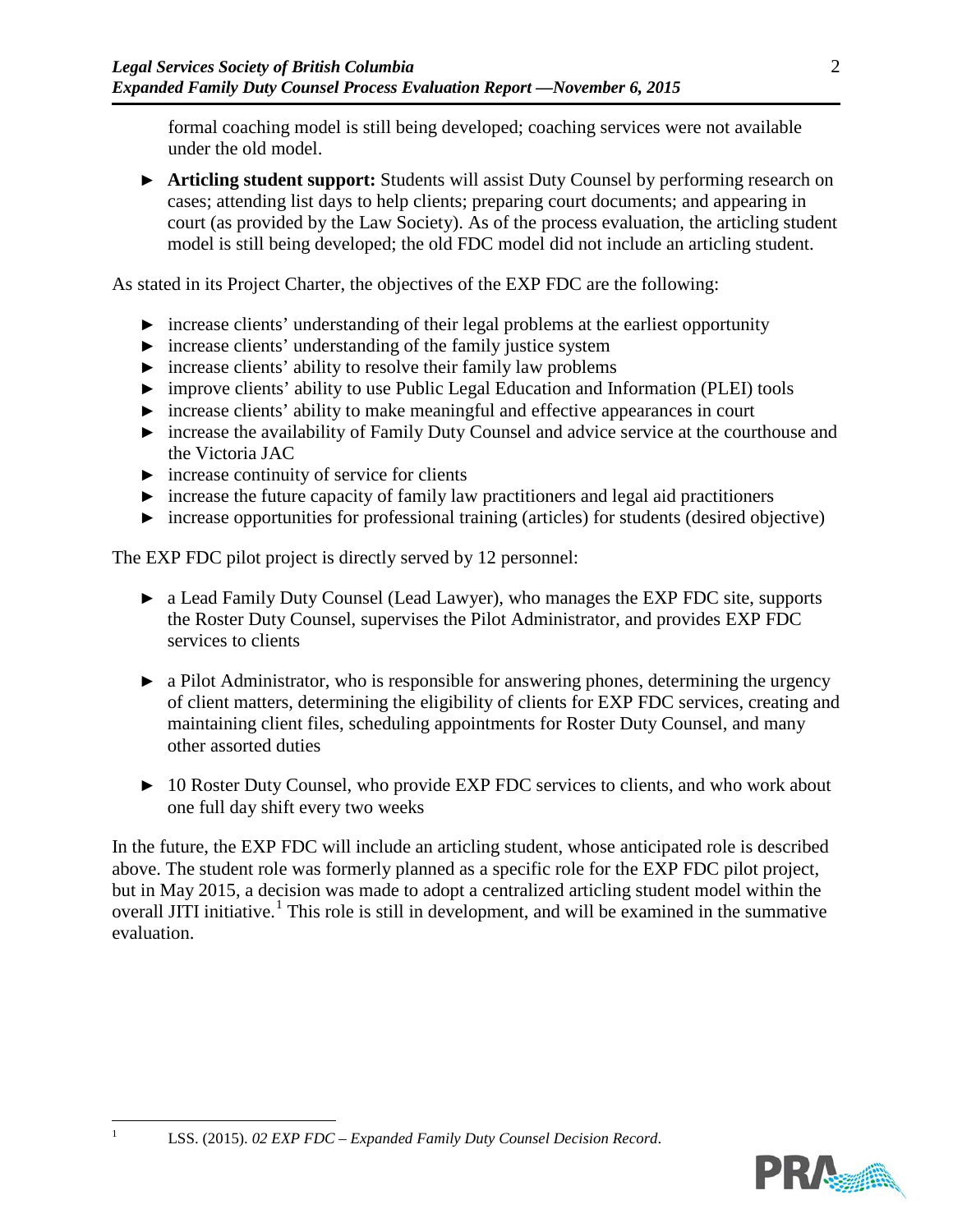formal coaching model is still being developed; coaching services were not available under the old model.

- **Articling student support:** Students will assist Duty Counsel by performing research on cases; attending list days to help clients; preparing court documents; and appearing in court (as provided by the Law Society). As of the process evaluation, the articling student model is still being developed; the old FDC model did not include an articling student.

As stated in its Project Charter, the objectives of the EXP FDC are the following:

- increase clients' understanding of their legal problems at the earliest opportunity
- increase clients' understanding of the family justice system
- increase clients' ability to resolve their family law problems
- improve clients' ability to use Public Legal Education and Information (PLEI) tools
- increase clients' ability to make meaningful and effective appearances in court
- increase the availability of Family Duty Counsel and advice service at the courthouse and the Victoria JAC
- increase continuity of service for clients
- increase the future capacity of family law practitioners and legal aid practitioners
- increase opportunities for professional training (articles) for students (desired objective)

The EXP FDC pilot project is directly served by 12 personnel:

- a Lead Family Duty Counsel (Lead Lawyer), who manages the EXP FDC site, supports the Roster Duty Counsel, supervises the Pilot Administrator, and provides EXP FDC services to clients

- a Pilot Administrator, who is responsible for answering phones, determining the urgency of client matters, determining the eligibility of clients for EXP FDC services, creating and maintaining client files, scheduling appointments for Roster Duty Counsel, and many other assorted duties

- 10 Roster Duty Counsel, who provide EXP FDC services to clients, and who work about one full day shift every two weeks

In the future, the EXP FDC will include an articling student, whose anticipated role is described above. The student role was formerly planned as a specific role for the EXP FDC pilot project, but in May 2015, a decision was made to adopt a centralized articling student model within the overall JITI initiative.[1] This role is still in development, and will be examined in the summative evaluation.

[1] LSS. (2015). *02 EXP FDC – Expanded Family Duty Counsel Decision Record*.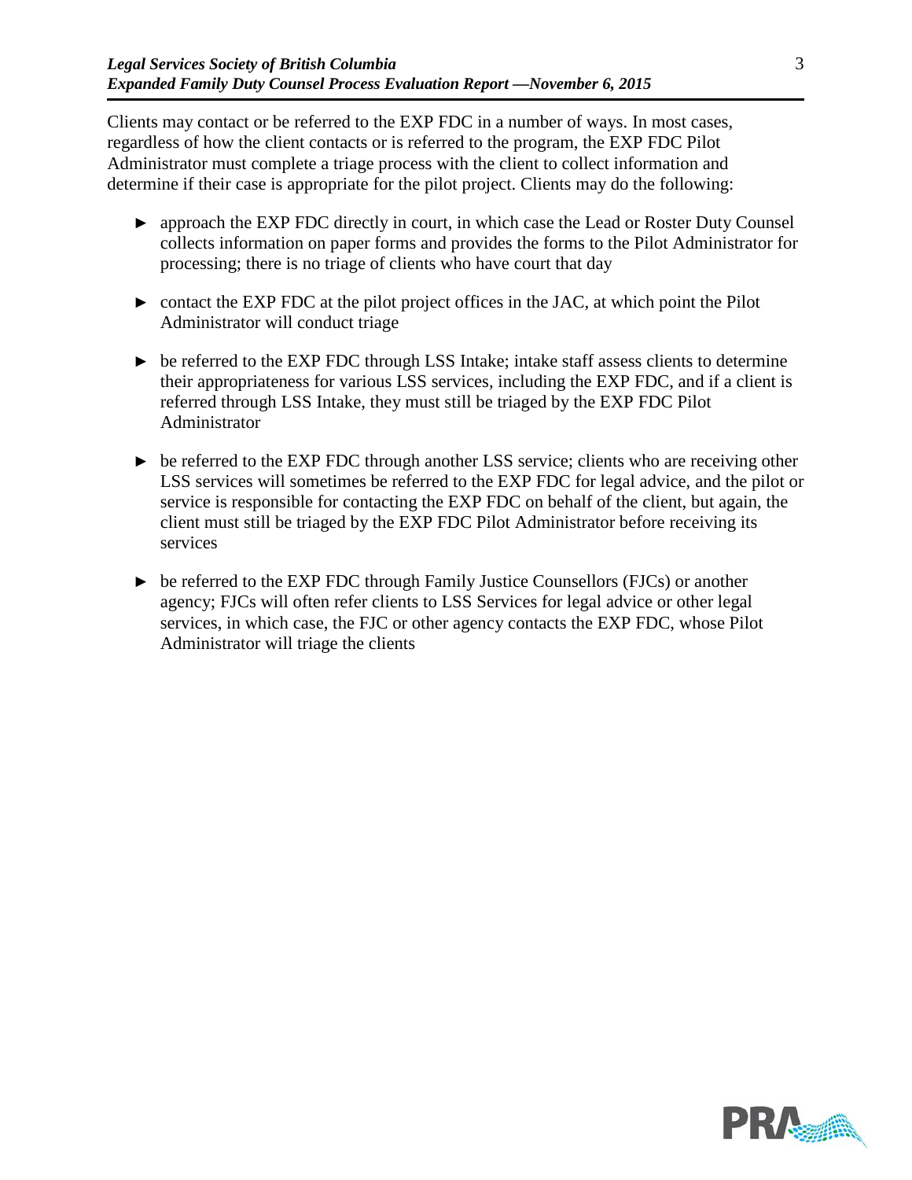Clients may contact or be referred to the EXP FDC in a number of ways. In most cases, regardless of how the client contacts or is referred to the program, the EXP FDC Pilot Administrator must complete a triage process with the client to collect information and determine if their case is appropriate for the pilot project. Clients may do the following:

- approach the EXP FDC directly in court, in which case the Lead or Roster Duty Counsel collects information on paper forms and provides the forms to the Pilot Administrator for processing; there is no triage of clients who have court that day
- contact the EXP FDC at the pilot project offices in the JAC, at which point the Pilot Administrator will conduct triage
- be referred to the EXP FDC through LSS Intake; intake staff assess clients to determine their appropriateness for various LSS services, including the EXP FDC, and if a client is referred through LSS Intake, they must still be triaged by the EXP FDC Pilot Administrator
- be referred to the EXP FDC through another LSS service; clients who are receiving other LSS services will sometimes be referred to the EXP FDC for legal advice, and the pilot or service is responsible for contacting the EXP FDC on behalf of the client, but again, the client must still be triaged by the EXP FDC Pilot Administrator before receiving its services
- be referred to the EXP FDC through Family Justice Counsellors (FJCs) or another agency; FJCs will often refer clients to LSS Services for legal advice or other legal services, in which case, the FJC or other agency contacts the EXP FDC, whose Pilot Administrator will triage the clients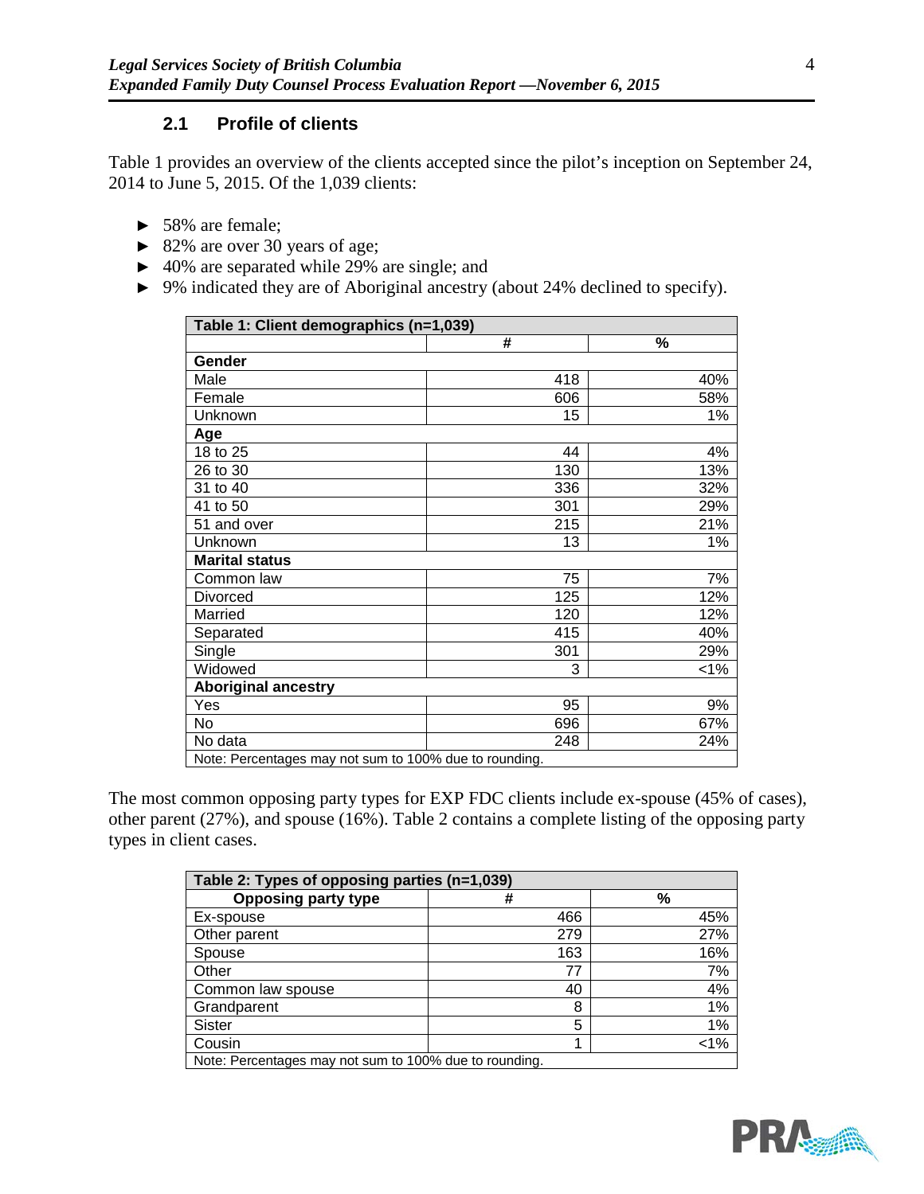### 2.1 Profile of clients

Table 1 provides an overview of the clients accepted since the pilot's inception on September 24, 2014 to June 5, 2015. Of the 1,039 clients:

- 58% are female;
- 82% are over 30 years of age;
- 40% are separated while 29% are single; and
- 9% indicated they are of Aboriginal ancestry (about 24% declined to specify).

| Table 1: Client demographics (n=1,039) | | |
|---|---|---|
| | # | % |
| **Gender** | | |
| Male | 418 | 40% |
| Female | 606 | 58% |
| Unknown | 15 | 1% |
| **Age** | | |
| 18 to 25 | 44 | 4% |
| 26 to 30 | 130 | 13% |
| 31 to 40 | 336 | 32% |
| 41 to 50 | 301 | 29% |
| 51 and over | 215 | 21% |
| Unknown | 13 | 1% |
| **Marital status** | | |
| Common law | 75 | 7% |
| Divorced | 125 | 12% |
| Married | 120 | 12% |
| Separated | 415 | 40% |
| Single | 301 | 29% |
| Widowed | 3 | <1% |
| **Aboriginal ancestry** | | |
| Yes | 95 | 9% |
| No | 696 | 67% |
| No data | 248 | 24% |
| Note: Percentages may not sum to 100% due to rounding. | | |

The most common opposing party types for EXP FDC clients include ex-spouse (45% of cases), other parent (27%), and spouse (16%). Table 2 contains a complete listing of the opposing party types in client cases.

| Table 2: Types of opposing parties (n=1,039) | | |
|---|---|---|
| **Opposing party type** | # | % |
| Ex-spouse | 466 | 45% |
| Other parent | 279 | 27% |
| Spouse | 163 | 16% |
| Other | 77 | 7% |
| Common law spouse | 40 | 4% |
| Grandparent | 8 | 1% |
| Sister | 5 | 1% |
| Cousin | 1 | <1% |
| Note: Percentages may not sum to 100% due to rounding. | | |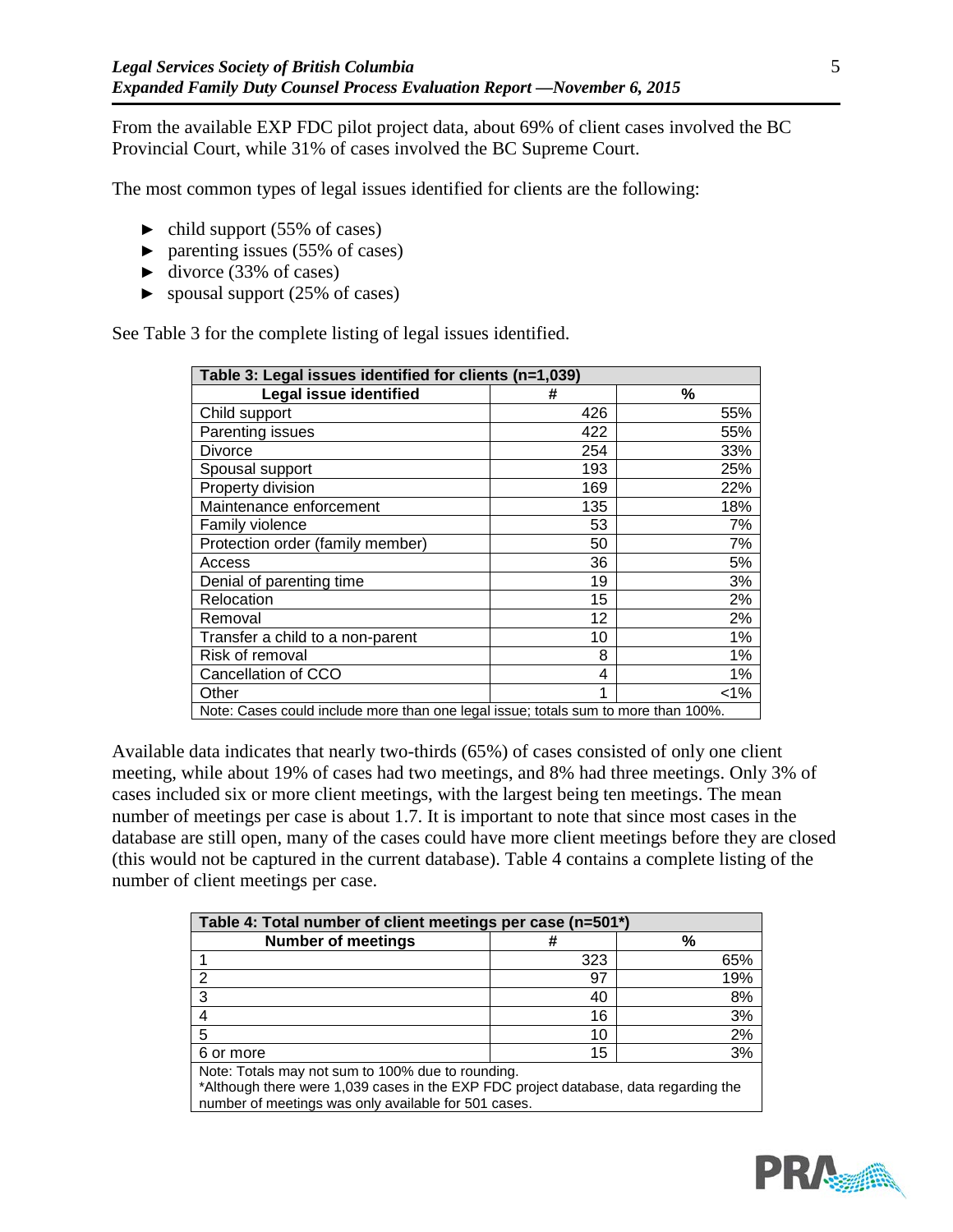From the available EXP FDC pilot project data, about 69% of client cases involved the BC Provincial Court, while 31% of cases involved the BC Supreme Court.

The most common types of legal issues identified for clients are the following:

- child support (55% of cases)
- parenting issues (55% of cases)
- divorce (33% of cases)
- spousal support (25% of cases)

See Table 3 for the complete listing of legal issues identified.

| Table 3: Legal issues identified for clients (n=1,039) | | |
|---|---|---|
| **Legal issue identified** | **#** | **%** |
| Child support | 426 | 55% |
| Parenting issues | 422 | 55% |
| Divorce | 254 | 33% |
| Spousal support | 193 | 25% |
| Property division | 169 | 22% |
| Maintenance enforcement | 135 | 18% |
| Family violence | 53 | 7% |
| Protection order (family member) | 50 | 7% |
| Access | 36 | 5% |
| Denial of parenting time | 19 | 3% |
| Relocation | 15 | 2% |
| Removal | 12 | 2% |
| Transfer a child to a non-parent | 10 | 1% |
| Risk of removal | 8 | 1% |
| Cancellation of CCO | 4 | 1% |
| Other | 1 | <1% |
| Note: Cases could include more than one legal issue; totals sum to more than 100%. | | |

Available data indicates that nearly two-thirds (65%) of cases consisted of only one client meeting, while about 19% of cases had two meetings, and 8% had three meetings. Only 3% of cases included six or more client meetings, with the largest being ten meetings. The mean number of meetings per case is about 1.7. It is important to note that since most cases in the database are still open, many of the cases could have more client meetings before they are closed (this would not be captured in the current database). Table 4 contains a complete listing of the number of client meetings per case.

| Table 4: Total number of client meetings per case (n=501*) | | |
|---|---|---|
| **Number of meetings** | **#** | **%** |
| 1 | 323 | 65% |
| 2 | 97 | 19% |
| 3 | 40 | 8% |
| 4 | 16 | 3% |
| 5 | 10 | 2% |
| 6 or more | 15 | 3% |
| Note: Totals may not sum to 100% due to rounding. *Although there were 1,039 cases in the EXP FDC project database, data regarding the number of meetings was only available for 501 cases. | | |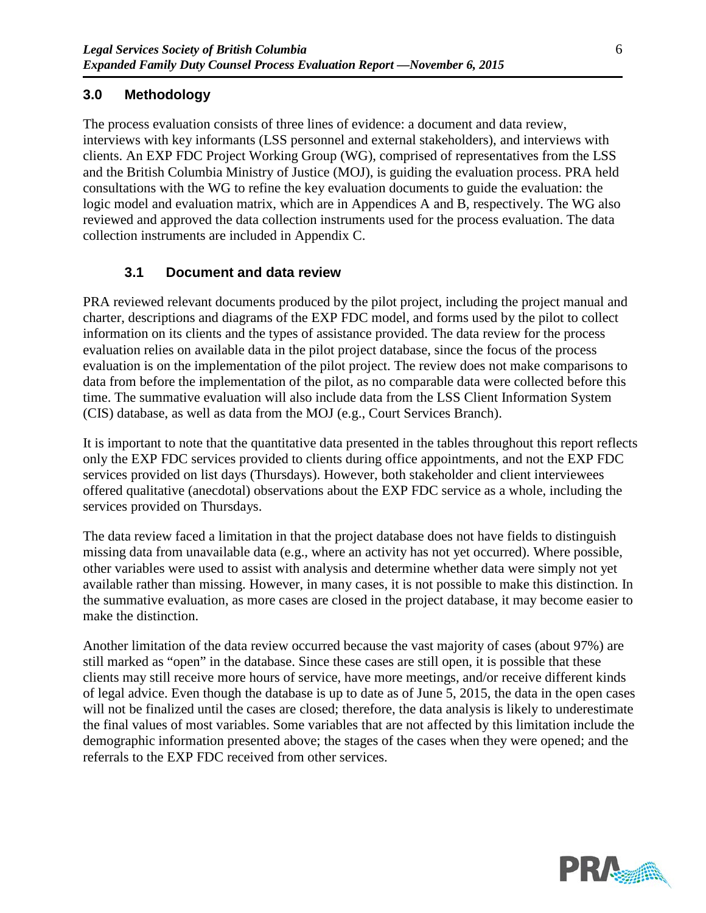## 3.0 Methodology

The process evaluation consists of three lines of evidence: a document and data review, interviews with key informants (LSS personnel and external stakeholders), and interviews with clients. An EXP FDC Project Working Group (WG), comprised of representatives from the LSS and the British Columbia Ministry of Justice (MOJ), is guiding the evaluation process. PRA held consultations with the WG to refine the key evaluation documents to guide the evaluation: the logic model and evaluation matrix, which are in Appendices A and B, respectively. The WG also reviewed and approved the data collection instruments used for the process evaluation. The data collection instruments are included in Appendix C.

### 3.1 Document and data review

PRA reviewed relevant documents produced by the pilot project, including the project manual and charter, descriptions and diagrams of the EXP FDC model, and forms used by the pilot to collect information on its clients and the types of assistance provided. The data review for the process evaluation relies on available data in the pilot project database, since the focus of the process evaluation is on the implementation of the pilot project. The review does not make comparisons to data from before the implementation of the pilot, as no comparable data were collected before this time. The summative evaluation will also include data from the LSS Client Information System (CIS) database, as well as data from the MOJ (e.g., Court Services Branch).

It is important to note that the quantitative data presented in the tables throughout this report reflects only the EXP FDC services provided to clients during office appointments, and not the EXP FDC services provided on list days (Thursdays). However, both stakeholder and client interviewees offered qualitative (anecdotal) observations about the EXP FDC service as a whole, including the services provided on Thursdays.

The data review faced a limitation in that the project database does not have fields to distinguish missing data from unavailable data (e.g., where an activity has not yet occurred). Where possible, other variables were used to assist with analysis and determine whether data were simply not yet available rather than missing. However, in many cases, it is not possible to make this distinction. In the summative evaluation, as more cases are closed in the project database, it may become easier to make the distinction.

Another limitation of the data review occurred because the vast majority of cases (about 97%) are still marked as "open" in the database. Since these cases are still open, it is possible that these clients may still receive more hours of service, have more meetings, and/or receive different kinds of legal advice. Even though the database is up to date as of June 5, 2015, the data in the open cases will not be finalized until the cases are closed; therefore, the data analysis is likely to underestimate the final values of most variables. Some variables that are not affected by this limitation include the demographic information presented above; the stages of the cases when they were opened; and the referrals to the EXP FDC received from other services.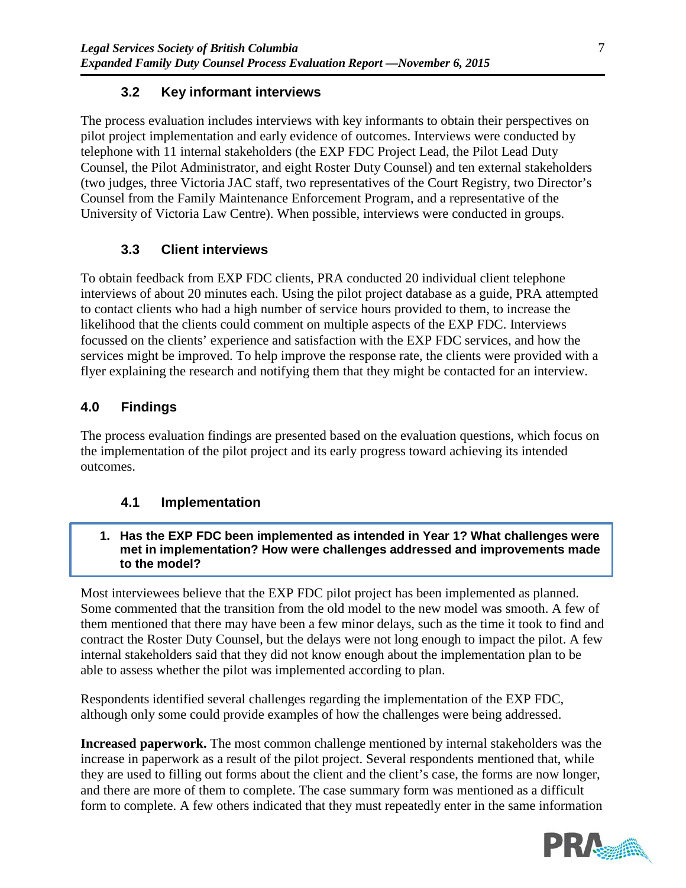### 3.2 Key informant interviews

The process evaluation includes interviews with key informants to obtain their perspectives on pilot project implementation and early evidence of outcomes. Interviews were conducted by telephone with 11 internal stakeholders (the EXP FDC Project Lead, the Pilot Lead Duty Counsel, the Pilot Administrator, and eight Roster Duty Counsel) and ten external stakeholders (two judges, three Victoria JAC staff, two representatives of the Court Registry, two Director's Counsel from the Family Maintenance Enforcement Program, and a representative of the University of Victoria Law Centre). When possible, interviews were conducted in groups.

### 3.3 Client interviews

To obtain feedback from EXP FDC clients, PRA conducted 20 individual client telephone interviews of about 20 minutes each. Using the pilot project database as a guide, PRA attempted to contact clients who had a high number of service hours provided to them, to increase the likelihood that the clients could comment on multiple aspects of the EXP FDC. Interviews focussed on the clients' experience and satisfaction with the EXP FDC services, and how the services might be improved. To help improve the response rate, the clients were provided with a flyer explaining the research and notifying them that they might be contacted for an interview.

## 4.0 Findings

The process evaluation findings are presented based on the evaluation questions, which focus on the implementation of the pilot project and its early progress toward achieving its intended outcomes.

### 4.1 Implementation

**1. Has the EXP FDC been implemented as intended in Year 1? What challenges were met in implementation? How were challenges addressed and improvements made to the model?**

Most interviewees believe that the EXP FDC pilot project has been implemented as planned. Some commented that the transition from the old model to the new model was smooth. A few of them mentioned that there may have been a few minor delays, such as the time it took to find and contract the Roster Duty Counsel, but the delays were not long enough to impact the pilot. A few internal stakeholders said that they did not know enough about the implementation plan to be able to assess whether the pilot was implemented according to plan.

Respondents identified several challenges regarding the implementation of the EXP FDC, although only some could provide examples of how the challenges were being addressed.

**Increased paperwork.** The most common challenge mentioned by internal stakeholders was the increase in paperwork as a result of the pilot project. Several respondents mentioned that, while they are used to filling out forms about the client and the client's case, the forms are now longer, and there are more of them to complete. The case summary form was mentioned as a difficult form to complete. A few others indicated that they must repeatedly enter in the same information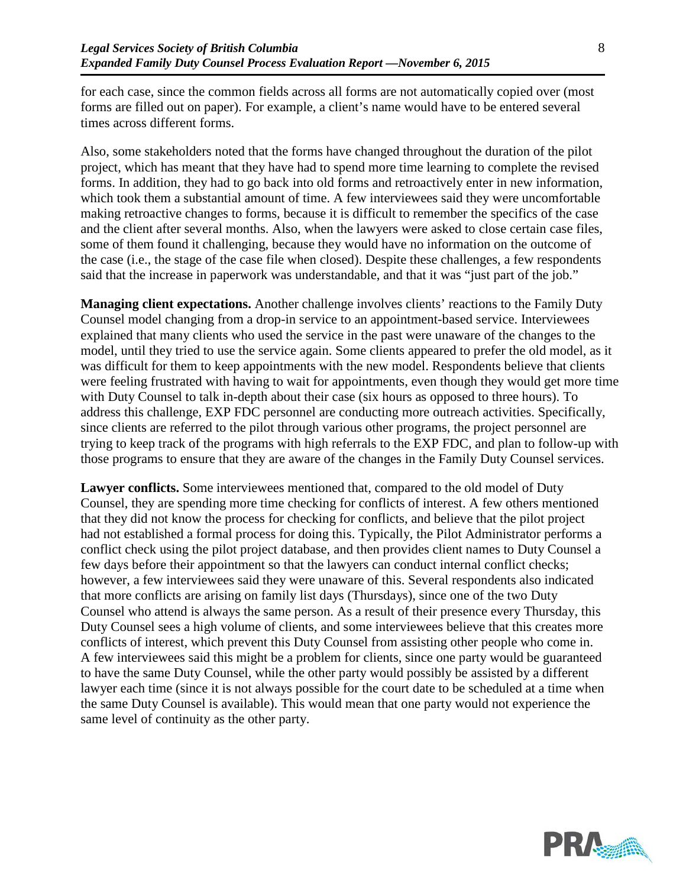for each case, since the common fields across all forms are not automatically copied over (most forms are filled out on paper). For example, a client's name would have to be entered several times across different forms.

Also, some stakeholders noted that the forms have changed throughout the duration of the pilot project, which has meant that they have had to spend more time learning to complete the revised forms. In addition, they had to go back into old forms and retroactively enter in new information, which took them a substantial amount of time. A few interviewees said they were uncomfortable making retroactive changes to forms, because it is difficult to remember the specifics of the case and the client after several months. Also, when the lawyers were asked to close certain case files, some of them found it challenging, because they would have no information on the outcome of the case (i.e., the stage of the case file when closed). Despite these challenges, a few respondents said that the increase in paperwork was understandable, and that it was "just part of the job."

**Managing client expectations.** Another challenge involves clients' reactions to the Family Duty Counsel model changing from a drop-in service to an appointment-based service. Interviewees explained that many clients who used the service in the past were unaware of the changes to the model, until they tried to use the service again. Some clients appeared to prefer the old model, as it was difficult for them to keep appointments with the new model. Respondents believe that clients were feeling frustrated with having to wait for appointments, even though they would get more time with Duty Counsel to talk in-depth about their case (six hours as opposed to three hours). To address this challenge, EXP FDC personnel are conducting more outreach activities. Specifically, since clients are referred to the pilot through various other programs, the project personnel are trying to keep track of the programs with high referrals to the EXP FDC, and plan to follow-up with those programs to ensure that they are aware of the changes in the Family Duty Counsel services.

**Lawyer conflicts.** Some interviewees mentioned that, compared to the old model of Duty Counsel, they are spending more time checking for conflicts of interest. A few others mentioned that they did not know the process for checking for conflicts, and believe that the pilot project had not established a formal process for doing this. Typically, the Pilot Administrator performs a conflict check using the pilot project database, and then provides client names to Duty Counsel a few days before their appointment so that the lawyers can conduct internal conflict checks; however, a few interviewees said they were unaware of this. Several respondents also indicated that more conflicts are arising on family list days (Thursdays), since one of the two Duty Counsel who attend is always the same person. As a result of their presence every Thursday, this Duty Counsel sees a high volume of clients, and some interviewees believe that this creates more conflicts of interest, which prevent this Duty Counsel from assisting other people who come in. A few interviewees said this might be a problem for clients, since one party would be guaranteed to have the same Duty Counsel, while the other party would possibly be assisted by a different lawyer each time (since it is not always possible for the court date to be scheduled at a time when the same Duty Counsel is available). This would mean that one party would not experience the same level of continuity as the other party.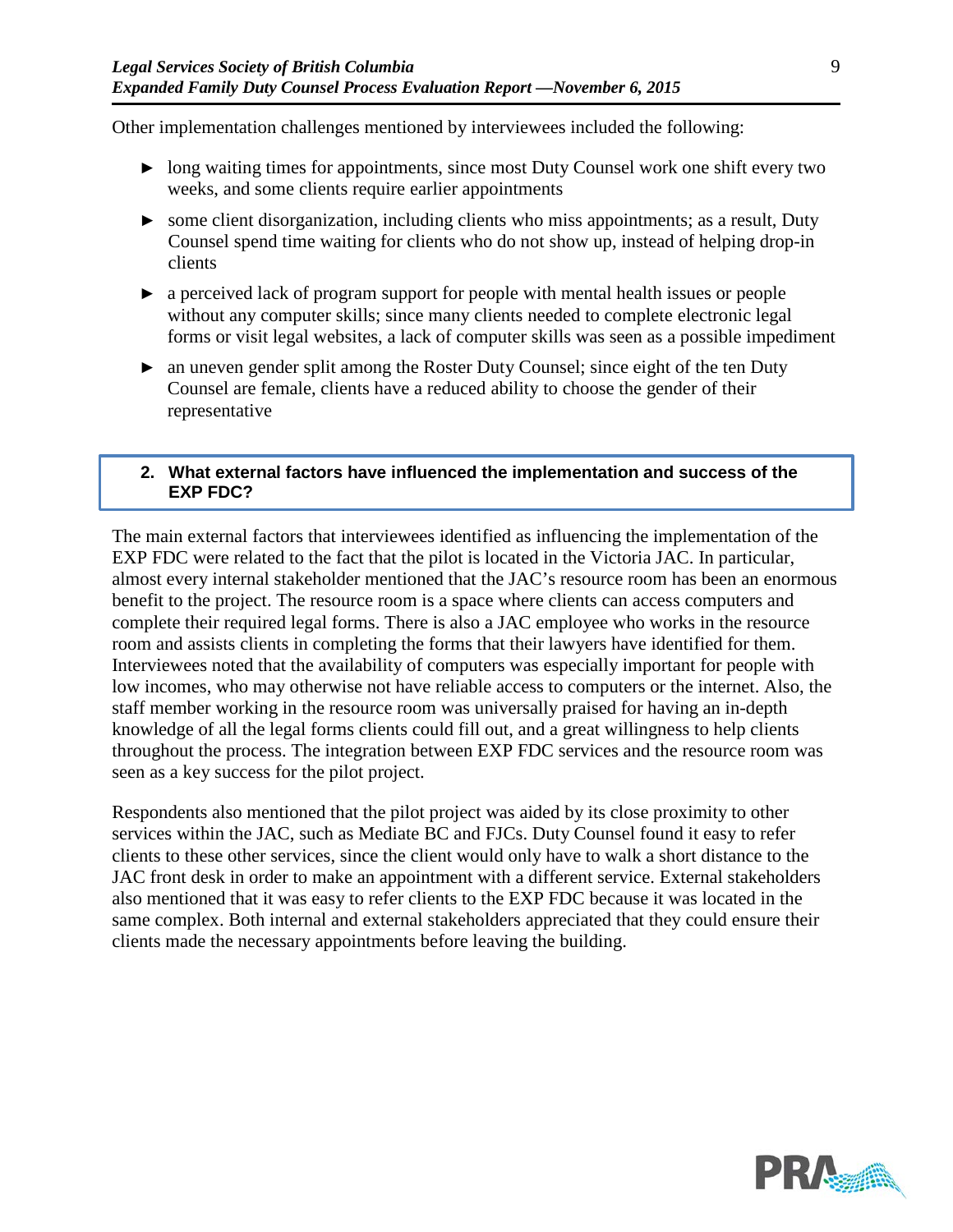Other implementation challenges mentioned by interviewees included the following:

- long waiting times for appointments, since most Duty Counsel work one shift every two weeks, and some clients require earlier appointments
- some client disorganization, including clients who miss appointments; as a result, Duty Counsel spend time waiting for clients who do not show up, instead of helping drop-in clients
- a perceived lack of program support for people with mental health issues or people without any computer skills; since many clients needed to complete electronic legal forms or visit legal websites, a lack of computer skills was seen as a possible impediment
- an uneven gender split among the Roster Duty Counsel; since eight of the ten Duty Counsel are female, clients have a reduced ability to choose the gender of their representative

## 2. What external factors have influenced the implementation and success of the EXP FDC?

The main external factors that interviewees identified as influencing the implementation of the EXP FDC were related to the fact that the pilot is located in the Victoria JAC. In particular, almost every internal stakeholder mentioned that the JAC's resource room has been an enormous benefit to the project. The resource room is a space where clients can access computers and complete their required legal forms. There is also a JAC employee who works in the resource room and assists clients in completing the forms that their lawyers have identified for them. Interviewees noted that the availability of computers was especially important for people with low incomes, who may otherwise not have reliable access to computers or the internet. Also, the staff member working in the resource room was universally praised for having an in-depth knowledge of all the legal forms clients could fill out, and a great willingness to help clients throughout the process. The integration between EXP FDC services and the resource room was seen as a key success for the pilot project.

Respondents also mentioned that the pilot project was aided by its close proximity to other services within the JAC, such as Mediate BC and FJCs. Duty Counsel found it easy to refer clients to these other services, since the client would only have to walk a short distance to the JAC front desk in order to make an appointment with a different service. External stakeholders also mentioned that it was easy to refer clients to the EXP FDC because it was located in the same complex. Both internal and external stakeholders appreciated that they could ensure their clients made the necessary appointments before leaving the building.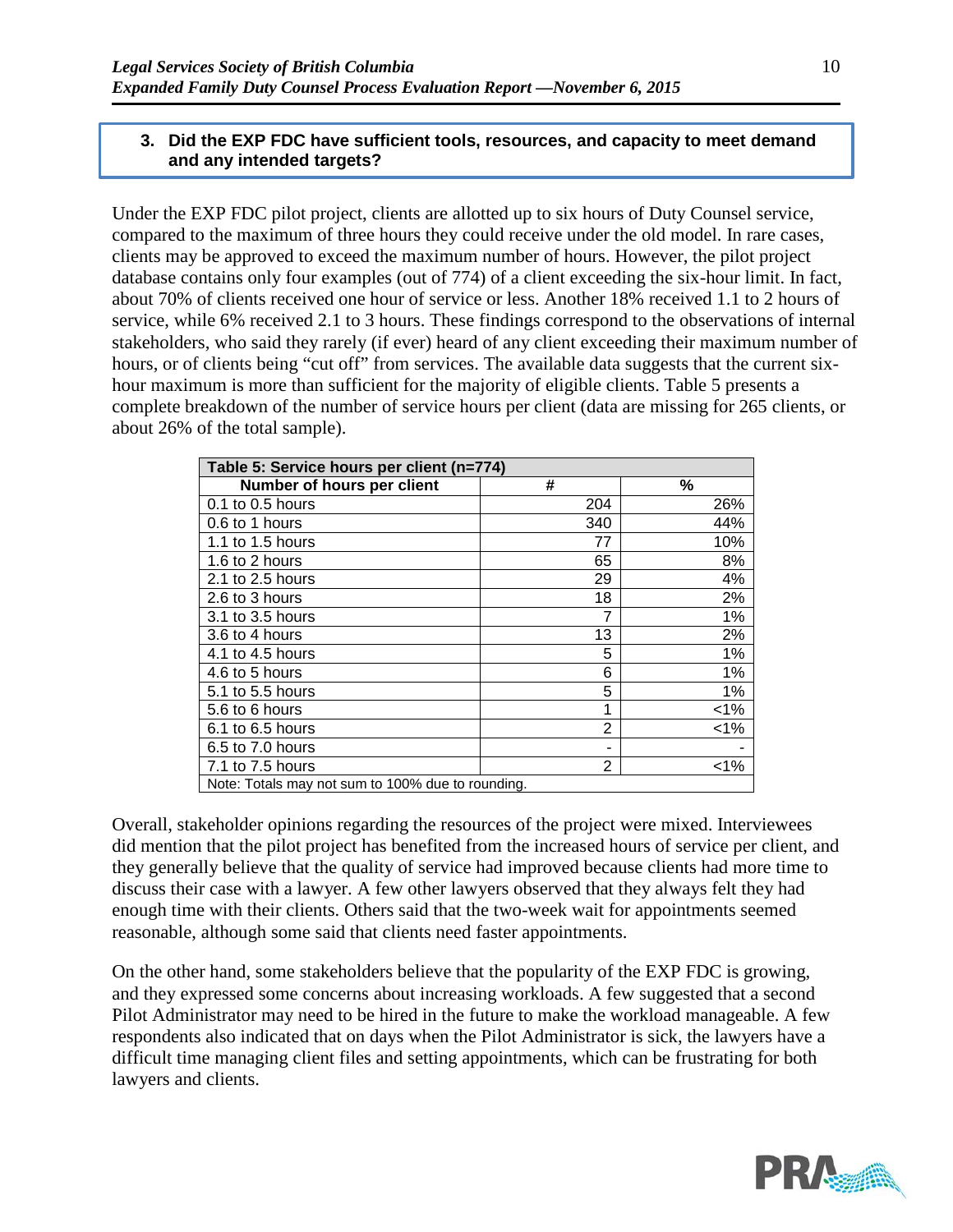### 3. Did the EXP FDC have sufficient tools, resources, and capacity to meet demand and any intended targets?

Under the EXP FDC pilot project, clients are allotted up to six hours of Duty Counsel service, compared to the maximum of three hours they could receive under the old model. In rare cases, clients may be approved to exceed the maximum number of hours. However, the pilot project database contains only four examples (out of 774) of a client exceeding the six-hour limit. In fact, about 70% of clients received one hour of service or less. Another 18% received 1.1 to 2 hours of service, while 6% received 2.1 to 3 hours. These findings correspond to the observations of internal stakeholders, who said they rarely (if ever) heard of any client exceeding their maximum number of hours, or of clients being "cut off" from services. The available data suggests that the current six-hour maximum is more than sufficient for the majority of eligible clients. Table 5 presents a complete breakdown of the number of service hours per client (data are missing for 265 clients, or about 26% of the total sample).

| Table 5: Service hours per client (n=774) | | |
|---|---|---|
| **Number of hours per client** | **#** | **%** |
| 0.1 to 0.5 hours | 204 | 26% |
| 0.6 to 1 hours | 340 | 44% |
| 1.1 to 1.5 hours | 77 | 10% |
| 1.6 to 2 hours | 65 | 8% |
| 2.1 to 2.5 hours | 29 | 4% |
| 2.6 to 3 hours | 18 | 2% |
| 3.1 to 3.5 hours | 7 | 1% |
| 3.6 to 4 hours | 13 | 2% |
| 4.1 to 4.5 hours | 5 | 1% |
| 4.6 to 5 hours | 6 | 1% |
| 5.1 to 5.5 hours | 5 | 1% |
| 5.6 to 6 hours | 1 | <1% |
| 6.1 to 6.5 hours | 2 | <1% |
| 6.5 to 7.0 hours | - | - |
| 7.1 to 7.5 hours | 2 | <1% |

Note: Totals may not sum to 100% due to rounding.

Overall, stakeholder opinions regarding the resources of the project were mixed. Interviewees did mention that the pilot project has benefited from the increased hours of service per client, and they generally believe that the quality of service had improved because clients had more time to discuss their case with a lawyer. A few other lawyers observed that they always felt they had enough time with their clients. Others said that the two-week wait for appointments seemed reasonable, although some said that clients need faster appointments.

On the other hand, some stakeholders believe that the popularity of the EXP FDC is growing, and they expressed some concerns about increasing workloads. A few suggested that a second Pilot Administrator may need to be hired in the future to make the workload manageable. A few respondents also indicated that on days when the Pilot Administrator is sick, the lawyers have a difficult time managing client files and setting appointments, which can be frustrating for both lawyers and clients.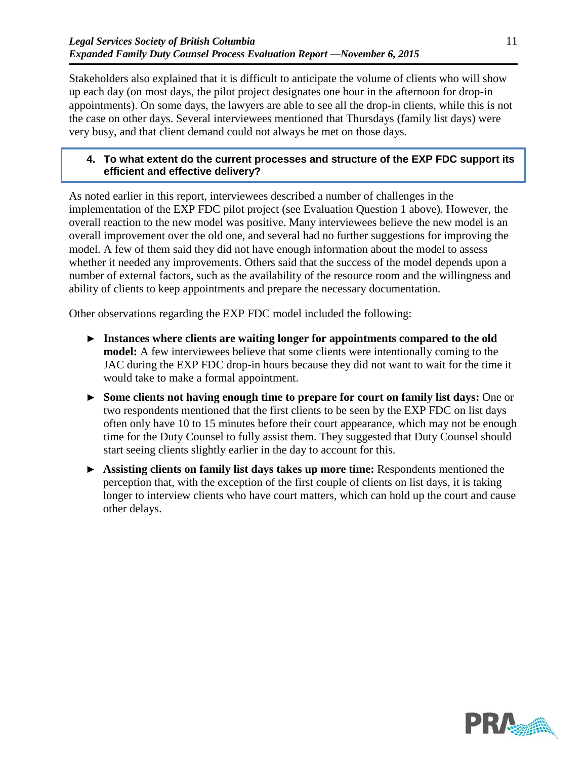Stakeholders also explained that it is difficult to anticipate the volume of clients who will show up each day (on most days, the pilot project designates one hour in the afternoon for drop-in appointments). On some days, the lawyers are able to see all the drop-in clients, while this is not the case on other days. Several interviewees mentioned that Thursdays (family list days) were very busy, and that client demand could not always be met on those days.

### 4. To what extent do the current processes and structure of the EXP FDC support its efficient and effective delivery?

As noted earlier in this report, interviewees described a number of challenges in the implementation of the EXP FDC pilot project (see Evaluation Question 1 above). However, the overall reaction to the new model was positive. Many interviewees believe the new model is an overall improvement over the old one, and several had no further suggestions for improving the model. A few of them said they did not have enough information about the model to assess whether it needed any improvements. Others said that the success of the model depends upon a number of external factors, such as the availability of the resource room and the willingness and ability of clients to keep appointments and prepare the necessary documentation.

Other observations regarding the EXP FDC model included the following:

- **Instances where clients are waiting longer for appointments compared to the old model:** A few interviewees believe that some clients were intentionally coming to the JAC during the EXP FDC drop-in hours because they did not want to wait for the time it would take to make a formal appointment.
- **Some clients not having enough time to prepare for court on family list days:** One or two respondents mentioned that the first clients to be seen by the EXP FDC on list days often only have 10 to 15 minutes before their court appearance, which may not be enough time for the Duty Counsel to fully assist them. They suggested that Duty Counsel should start seeing clients slightly earlier in the day to account for this.
- **Assisting clients on family list days takes up more time:** Respondents mentioned the perception that, with the exception of the first couple of clients on list days, it is taking longer to interview clients who have court matters, which can hold up the court and cause other delays.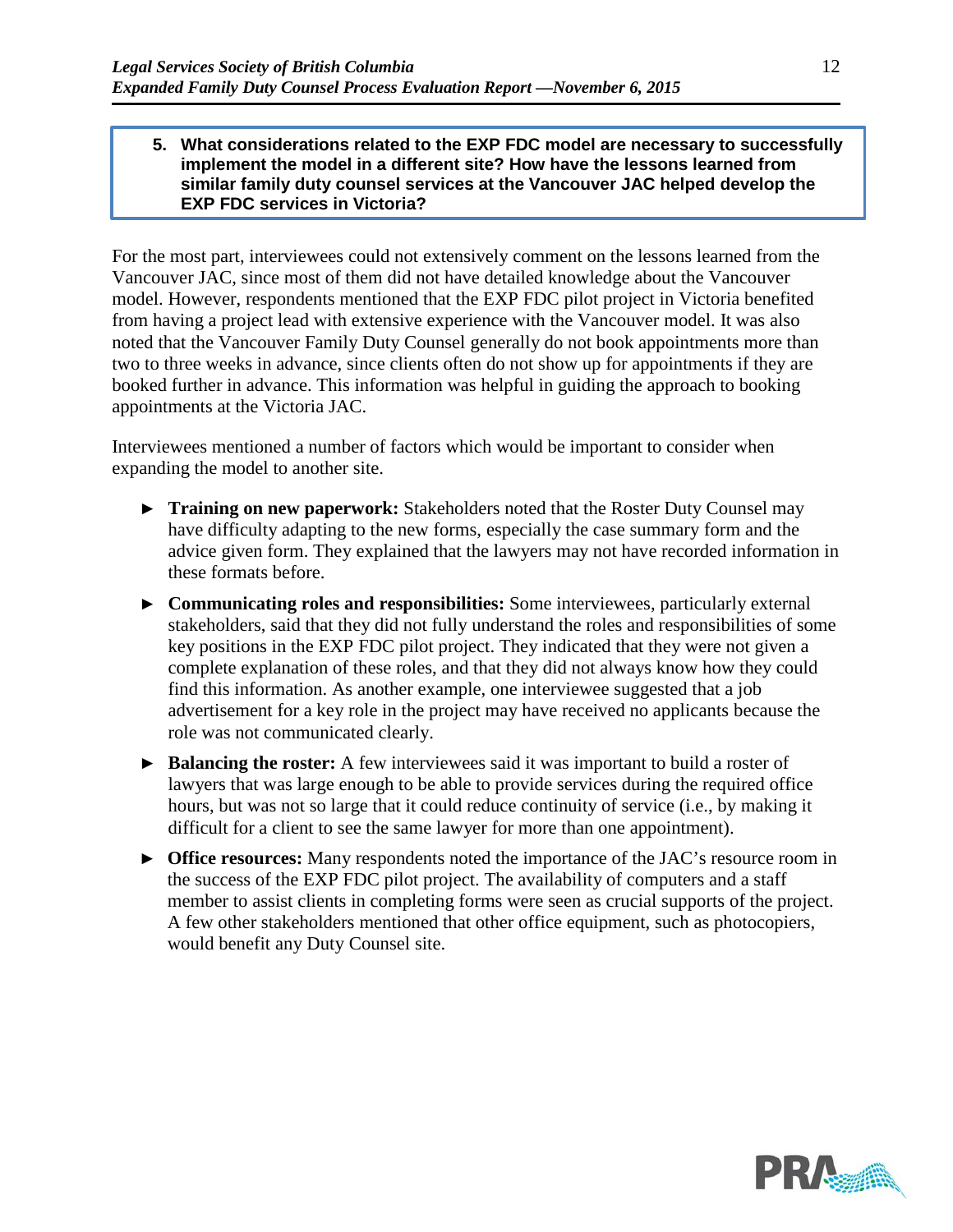**5. What considerations related to the EXP FDC model are necessary to successfully implement the model in a different site? How have the lessons learned from similar family duty counsel services at the Vancouver JAC helped develop the EXP FDC services in Victoria?**

For the most part, interviewees could not extensively comment on the lessons learned from the Vancouver JAC, since most of them did not have detailed knowledge about the Vancouver model. However, respondents mentioned that the EXP FDC pilot project in Victoria benefited from having a project lead with extensive experience with the Vancouver model. It was also noted that the Vancouver Family Duty Counsel generally do not book appointments more than two to three weeks in advance, since clients often do not show up for appointments if they are booked further in advance. This information was helpful in guiding the approach to booking appointments at the Victoria JAC.

Interviewees mentioned a number of factors which would be important to consider when expanding the model to another site.

- **Training on new paperwork:** Stakeholders noted that the Roster Duty Counsel may have difficulty adapting to the new forms, especially the case summary form and the advice given form. They explained that the lawyers may not have recorded information in these formats before.
- **Communicating roles and responsibilities:** Some interviewees, particularly external stakeholders, said that they did not fully understand the roles and responsibilities of some key positions in the EXP FDC pilot project. They indicated that they were not given a complete explanation of these roles, and that they did not always know how they could find this information. As another example, one interviewee suggested that a job advertisement for a key role in the project may have received no applicants because the role was not communicated clearly.
- **Balancing the roster:** A few interviewees said it was important to build a roster of lawyers that was large enough to be able to provide services during the required office hours, but was not so large that it could reduce continuity of service (i.e., by making it difficult for a client to see the same lawyer for more than one appointment).
- **Office resources:** Many respondents noted the importance of the JAC's resource room in the success of the EXP FDC pilot project. The availability of computers and a staff member to assist clients in completing forms were seen as crucial supports of the project. A few other stakeholders mentioned that other office equipment, such as photocopiers, would benefit any Duty Counsel site.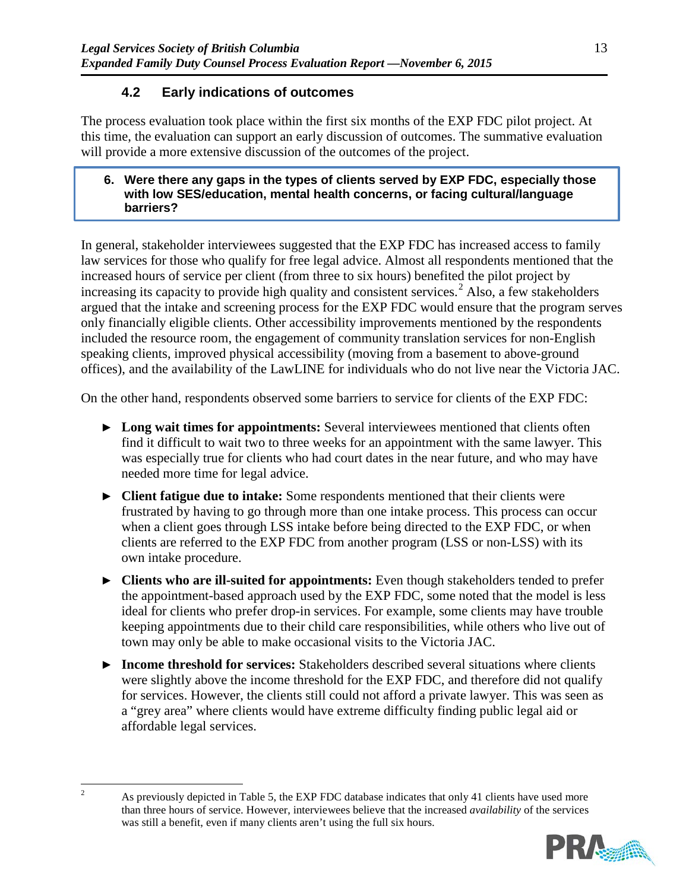## 4.2 Early indications of outcomes

The process evaluation took place within the first six months of the EXP FDC pilot project. At this time, the evaluation can support an early discussion of outcomes. The summative evaluation will provide a more extensive discussion of the outcomes of the project.

**6. Were there any gaps in the types of clients served by EXP FDC, especially those with low SES/education, mental health concerns, or facing cultural/language barriers?**

In general, stakeholder interviewees suggested that the EXP FDC has increased access to family law services for those who qualify for free legal advice. Almost all respondents mentioned that the increased hours of service per client (from three to six hours) benefited the pilot project by increasing its capacity to provide high quality and consistent services.[2] Also, a few stakeholders argued that the intake and screening process for the EXP FDC would ensure that the program serves only financially eligible clients. Other accessibility improvements mentioned by the respondents included the resource room, the engagement of community translation services for non-English speaking clients, improved physical accessibility (moving from a basement to above-ground offices), and the availability of the LawLINE for individuals who do not live near the Victoria JAC.

On the other hand, respondents observed some barriers to service for clients of the EXP FDC:

- **Long wait times for appointments:** Several interviewees mentioned that clients often find it difficult to wait two to three weeks for an appointment with the same lawyer. This was especially true for clients who had court dates in the near future, and who may have needed more time for legal advice.
- **Client fatigue due to intake:** Some respondents mentioned that their clients were frustrated by having to go through more than one intake process. This process can occur when a client goes through LSS intake before being directed to the EXP FDC, or when clients are referred to the EXP FDC from another program (LSS or non-LSS) with its own intake procedure.
- **Clients who are ill-suited for appointments:** Even though stakeholders tended to prefer the appointment-based approach used by the EXP FDC, some noted that the model is less ideal for clients who prefer drop-in services. For example, some clients may have trouble keeping appointments due to their child care responsibilities, while others who live out of town may only be able to make occasional visits to the Victoria JAC.
- **Income threshold for services:** Stakeholders described several situations where clients were slightly above the income threshold for the EXP FDC, and therefore did not qualify for services. However, the clients still could not afford a private lawyer. This was seen as a "grey area" where clients would have extreme difficulty finding public legal aid or affordable legal services.

---

[2] As previously depicted in Table 5, the EXP FDC database indicates that only 41 clients have used more than three hours of service. However, interviewees believe that the increased *availability* of the services was still a benefit, even if many clients aren't using the full six hours.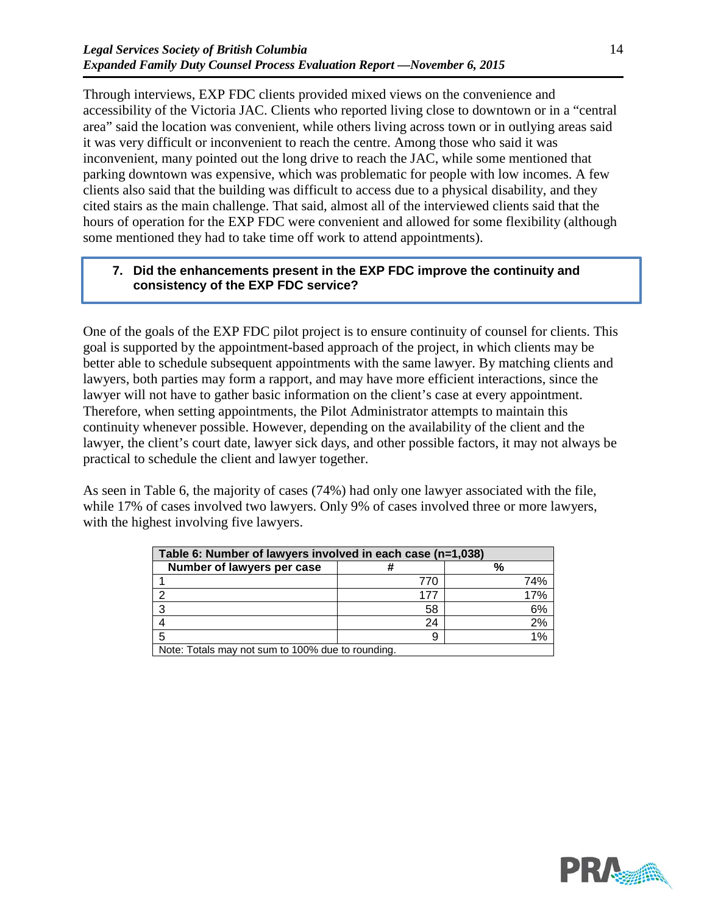Through interviews, EXP FDC clients provided mixed views on the convenience and accessibility of the Victoria JAC. Clients who reported living close to downtown or in a "central area" said the location was convenient, while others living across town or in outlying areas said it was very difficult or inconvenient to reach the centre. Among those who said it was inconvenient, many pointed out the long drive to reach the JAC, while some mentioned that parking downtown was expensive, which was problematic for people with low incomes. A few clients also said that the building was difficult to access due to a physical disability, and they cited stairs as the main challenge. That said, almost all of the interviewed clients said that the hours of operation for the EXP FDC were convenient and allowed for some flexibility (although some mentioned they had to take time off work to attend appointments).

### 7. Did the enhancements present in the EXP FDC improve the continuity and consistency of the EXP FDC service?

One of the goals of the EXP FDC pilot project is to ensure continuity of counsel for clients. This goal is supported by the appointment-based approach of the project, in which clients may be better able to schedule subsequent appointments with the same lawyer. By matching clients and lawyers, both parties may form a rapport, and may have more efficient interactions, since the lawyer will not have to gather basic information on the client's case at every appointment. Therefore, when setting appointments, the Pilot Administrator attempts to maintain this continuity whenever possible. However, depending on the availability of the client and the lawyer, the client's court date, lawyer sick days, and other possible factors, it may not always be practical to schedule the client and lawyer together.

As seen in Table 6, the majority of cases (74%) had only one lawyer associated with the file, while 17% of cases involved two lawyers. Only 9% of cases involved three or more lawyers, with the highest involving five lawyers.

**Table 6: Number of lawyers involved in each case (n=1,038)**

| Number of lawyers per case | # | % |
|---|---|---|
| 1 | 770 | 74% |
| 2 | 177 | 17% |
| 3 | 58 | 6% |
| 4 | 24 | 2% |
| 5 | 9 | 1% |

Note: Totals may not sum to 100% due to rounding.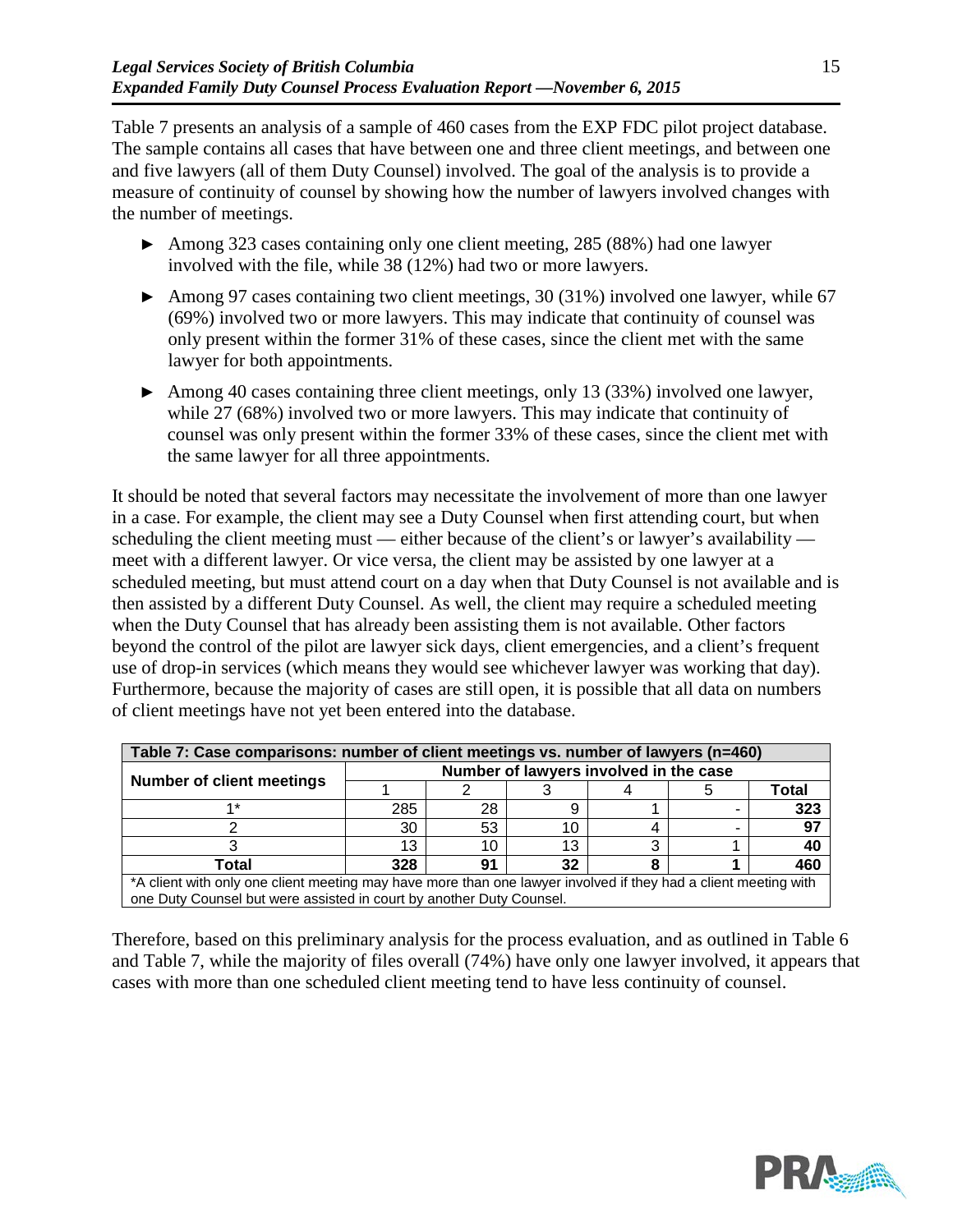Table 7 presents an analysis of a sample of 460 cases from the EXP FDC pilot project database. The sample contains all cases that have between one and three client meetings, and between one and five lawyers (all of them Duty Counsel) involved. The goal of the analysis is to provide a measure of continuity of counsel by showing how the number of lawyers involved changes with the number of meetings.

- ► Among 323 cases containing only one client meeting, 285 (88%) had one lawyer involved with the file, while 38 (12%) had two or more lawyers.
- ► Among 97 cases containing two client meetings, 30 (31%) involved one lawyer, while 67 (69%) involved two or more lawyers. This may indicate that continuity of counsel was only present within the former 31% of these cases, since the client met with the same lawyer for both appointments.
- ► Among 40 cases containing three client meetings, only 13 (33%) involved one lawyer, while 27 (68%) involved two or more lawyers. This may indicate that continuity of counsel was only present within the former 33% of these cases, since the client met with the same lawyer for all three appointments.

It should be noted that several factors may necessitate the involvement of more than one lawyer in a case. For example, the client may see a Duty Counsel when first attending court, but when scheduling the client meeting must — either because of the client's or lawyer's availability — meet with a different lawyer. Or vice versa, the client may be assisted by one lawyer at a scheduled meeting, but must attend court on a day when that Duty Counsel is not available and is then assisted by a different Duty Counsel. As well, the client may require a scheduled meeting when the Duty Counsel that has already been assisting them is not available. Other factors beyond the control of the pilot are lawyer sick days, client emergencies, and a client's frequent use of drop-in services (which means they would see whichever lawyer was working that day). Furthermore, because the majority of cases are still open, it is possible that all data on numbers of client meetings have not yet been entered into the database.

**Table 7: Case comparisons: number of client meetings vs. number of lawyers (n=460)**

| Number of client meetings | Number of lawyers involved in the case | | | | | |
|---|---|---|---|---|---|---|
| | 1 | 2 | 3 | 4 | 5 | Total |
| 1* | 285 | 28 | 9 | 1 | - | **323** |
| 2 | 30 | 53 | 10 | 4 | - | **97** |
| 3 | 13 | 10 | 13 | 3 | 1 | **40** |
| **Total** | **328** | **91** | **32** | **8** | **1** | **460** |

*A client with only one client meeting may have more than one lawyer involved if they had a client meeting with one Duty Counsel but were assisted in court by another Duty Counsel.

Therefore, based on this preliminary analysis for the process evaluation, and as outlined in Table 6 and Table 7, while the majority of files overall (74%) have only one lawyer involved, it appears that cases with more than one scheduled client meeting tend to have less continuity of counsel.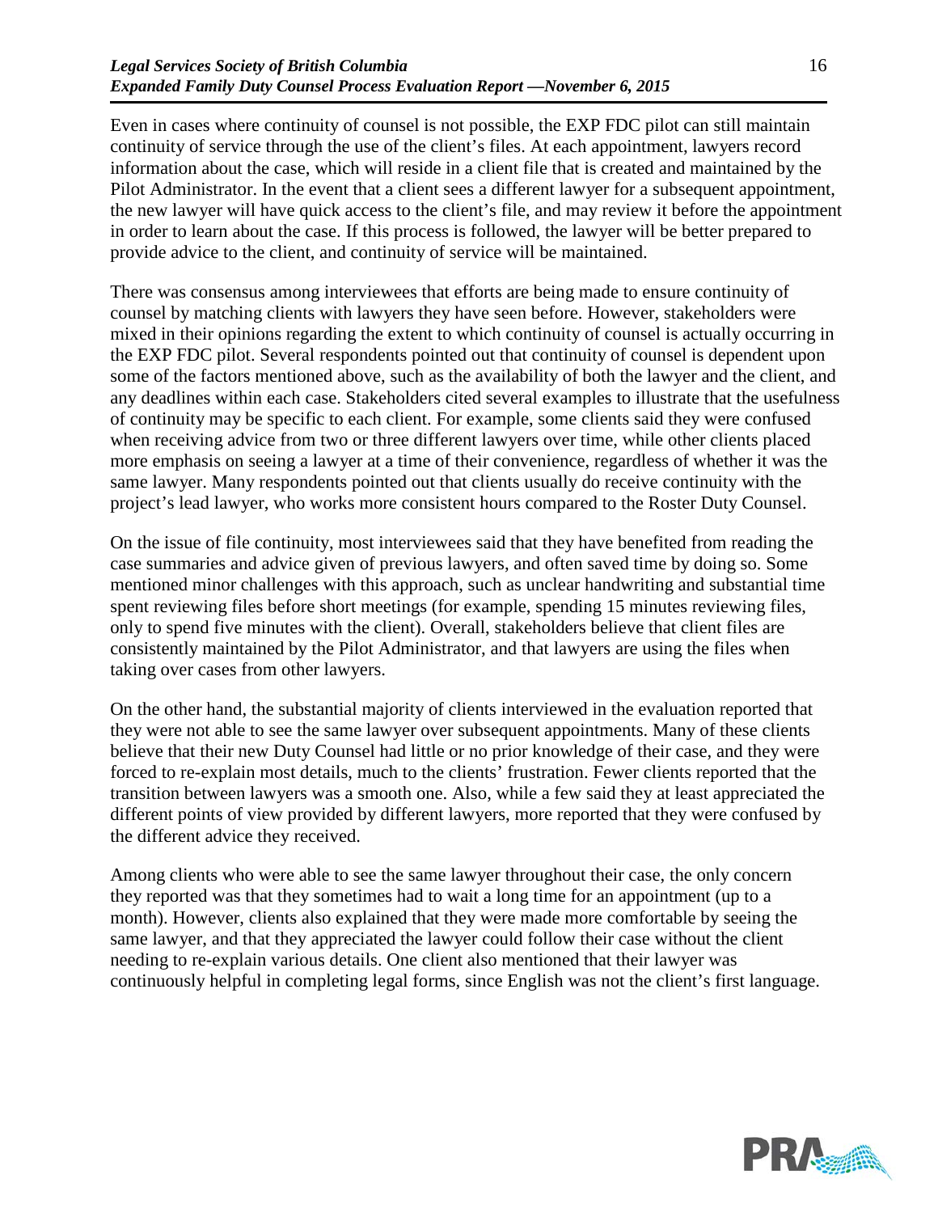Even in cases where continuity of counsel is not possible, the EXP FDC pilot can still maintain continuity of service through the use of the client's files. At each appointment, lawyers record information about the case, which will reside in a client file that is created and maintained by the Pilot Administrator. In the event that a client sees a different lawyer for a subsequent appointment, the new lawyer will have quick access to the client's file, and may review it before the appointment in order to learn about the case. If this process is followed, the lawyer will be better prepared to provide advice to the client, and continuity of service will be maintained.

There was consensus among interviewees that efforts are being made to ensure continuity of counsel by matching clients with lawyers they have seen before. However, stakeholders were mixed in their opinions regarding the extent to which continuity of counsel is actually occurring in the EXP FDC pilot. Several respondents pointed out that continuity of counsel is dependent upon some of the factors mentioned above, such as the availability of both the lawyer and the client, and any deadlines within each case. Stakeholders cited several examples to illustrate that the usefulness of continuity may be specific to each client. For example, some clients said they were confused when receiving advice from two or three different lawyers over time, while other clients placed more emphasis on seeing a lawyer at a time of their convenience, regardless of whether it was the same lawyer. Many respondents pointed out that clients usually do receive continuity with the project's lead lawyer, who works more consistent hours compared to the Roster Duty Counsel.

On the issue of file continuity, most interviewees said that they have benefited from reading the case summaries and advice given of previous lawyers, and often saved time by doing so. Some mentioned minor challenges with this approach, such as unclear handwriting and substantial time spent reviewing files before short meetings (for example, spending 15 minutes reviewing files, only to spend five minutes with the client). Overall, stakeholders believe that client files are consistently maintained by the Pilot Administrator, and that lawyers are using the files when taking over cases from other lawyers.

On the other hand, the substantial majority of clients interviewed in the evaluation reported that they were not able to see the same lawyer over subsequent appointments. Many of these clients believe that their new Duty Counsel had little or no prior knowledge of their case, and they were forced to re-explain most details, much to the clients' frustration. Fewer clients reported that the transition between lawyers was a smooth one. Also, while a few said they at least appreciated the different points of view provided by different lawyers, more reported that they were confused by the different advice they received.

Among clients who were able to see the same lawyer throughout their case, the only concern they reported was that they sometimes had to wait a long time for an appointment (up to a month). However, clients also explained that they were made more comfortable by seeing the same lawyer, and that they appreciated the lawyer could follow their case without the client needing to re-explain various details. One client also mentioned that their lawyer was continuously helpful in completing legal forms, since English was not the client's first language.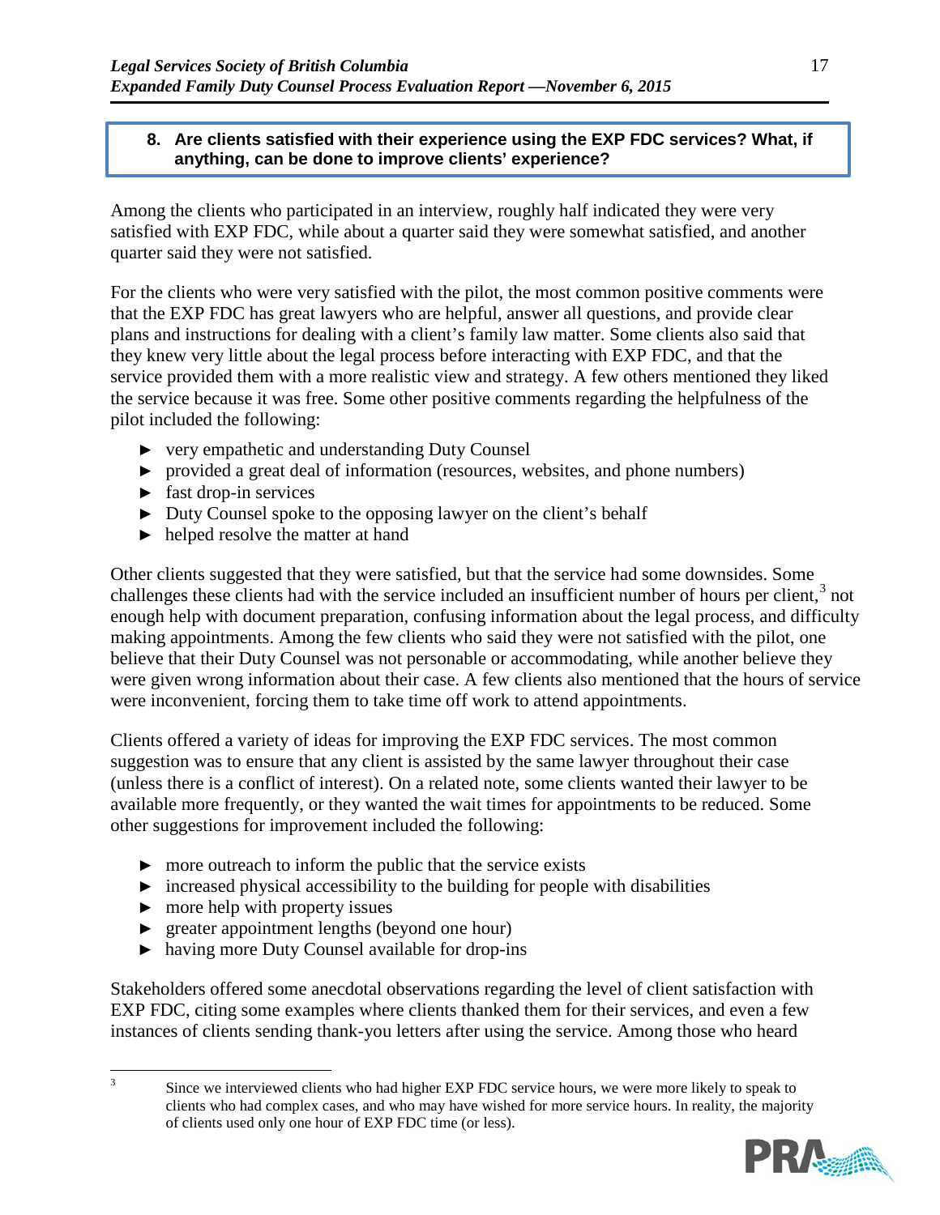**8. Are clients satisfied with their experience using the EXP FDC services? What, if anything, can be done to improve clients' experience?**

Among the clients who participated in an interview, roughly half indicated they were very satisfied with EXP FDC, while about a quarter said they were somewhat satisfied, and another quarter said they were not satisfied.

For the clients who were very satisfied with the pilot, the most common positive comments were that the EXP FDC has great lawyers who are helpful, answer all questions, and provide clear plans and instructions for dealing with a client's family law matter. Some clients also said that they knew very little about the legal process before interacting with EXP FDC, and that the service provided them with a more realistic view and strategy. A few others mentioned they liked the service because it was free. Some other positive comments regarding the helpfulness of the pilot included the following:

- very empathetic and understanding Duty Counsel
- provided a great deal of information (resources, websites, and phone numbers)
- fast drop-in services
- Duty Counsel spoke to the opposing lawyer on the client's behalf
- helped resolve the matter at hand

Other clients suggested that they were satisfied, but that the service had some downsides. Some challenges these clients had with the service included an insufficient number of hours per client,[3] not enough help with document preparation, confusing information about the legal process, and difficulty making appointments. Among the few clients who said they were not satisfied with the pilot, one believe that their Duty Counsel was not personable or accommodating, while another believe they were given wrong information about their case. A few clients also mentioned that the hours of service were inconvenient, forcing them to take time off work to attend appointments.

Clients offered a variety of ideas for improving the EXP FDC services. The most common suggestion was to ensure that any client is assisted by the same lawyer throughout their case (unless there is a conflict of interest). On a related note, some clients wanted their lawyer to be available more frequently, or they wanted the wait times for appointments to be reduced. Some other suggestions for improvement included the following:

- more outreach to inform the public that the service exists
- increased physical accessibility to the building for people with disabilities
- more help with property issues
- greater appointment lengths (beyond one hour)
- having more Duty Counsel available for drop-ins

Stakeholders offered some anecdotal observations regarding the level of client satisfaction with EXP FDC, citing some examples where clients thanked them for their services, and even a few instances of clients sending thank-you letters after using the service. Among those who heard

---

[3] Since we interviewed clients who had higher EXP FDC service hours, we were more likely to speak to clients who had complex cases, and who may have wished for more service hours. In reality, the majority of clients used only one hour of EXP FDC time (or less).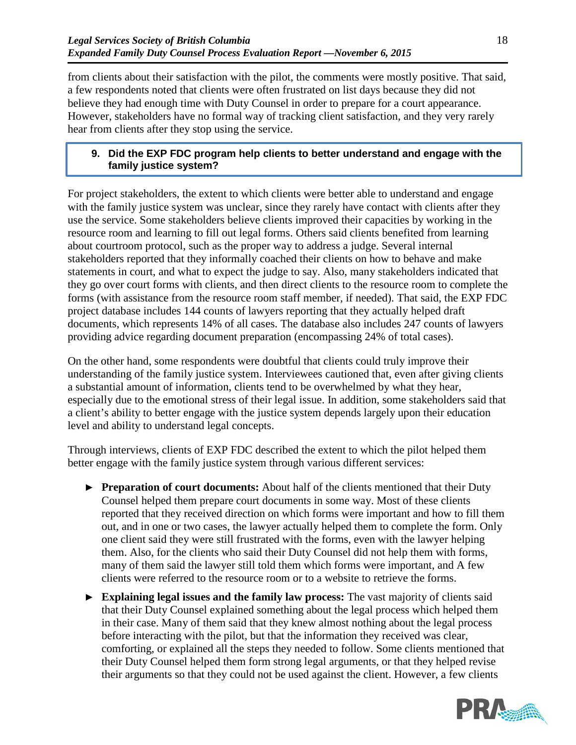from clients about their satisfaction with the pilot, the comments were mostly positive. That said, a few respondents noted that clients were often frustrated on list days because they did not believe they had enough time with Duty Counsel in order to prepare for a court appearance. However, stakeholders have no formal way of tracking client satisfaction, and they very rarely hear from clients after they stop using the service.

### 9. Did the EXP FDC program help clients to better understand and engage with the family justice system?

For project stakeholders, the extent to which clients were better able to understand and engage with the family justice system was unclear, since they rarely have contact with clients after they use the service. Some stakeholders believe clients improved their capacities by working in the resource room and learning to fill out legal forms. Others said clients benefited from learning about courtroom protocol, such as the proper way to address a judge. Several internal stakeholders reported that they informally coached their clients on how to behave and make statements in court, and what to expect the judge to say. Also, many stakeholders indicated that they go over court forms with clients, and then direct clients to the resource room to complete the forms (with assistance from the resource room staff member, if needed). That said, the EXP FDC project database includes 144 counts of lawyers reporting that they actually helped draft documents, which represents 14% of all cases. The database also includes 247 counts of lawyers providing advice regarding document preparation (encompassing 24% of total cases).

On the other hand, some respondents were doubtful that clients could truly improve their understanding of the family justice system. Interviewees cautioned that, even after giving clients a substantial amount of information, clients tend to be overwhelmed by what they hear, especially due to the emotional stress of their legal issue. In addition, some stakeholders said that a client's ability to better engage with the justice system depends largely upon their education level and ability to understand legal concepts.

Through interviews, clients of EXP FDC described the extent to which the pilot helped them better engage with the family justice system through various different services:

- **Preparation of court documents:** About half of the clients mentioned that their Duty Counsel helped them prepare court documents in some way. Most of these clients reported that they received direction on which forms were important and how to fill them out, and in one or two cases, the lawyer actually helped them to complete the form. Only one client said they were still frustrated with the forms, even with the lawyer helping them. Also, for the clients who said their Duty Counsel did not help them with forms, many of them said the lawyer still told them which forms were important, and A few clients were referred to the resource room or to a website to retrieve the forms.
- **Explaining legal issues and the family law process:** The vast majority of clients said that their Duty Counsel explained something about the legal process which helped them in their case. Many of them said that they knew almost nothing about the legal process before interacting with the pilot, but that the information they received was clear, comforting, or explained all the steps they needed to follow. Some clients mentioned that their Duty Counsel helped them form strong legal arguments, or that they helped revise their arguments so that they could not be used against the client. However, a few clients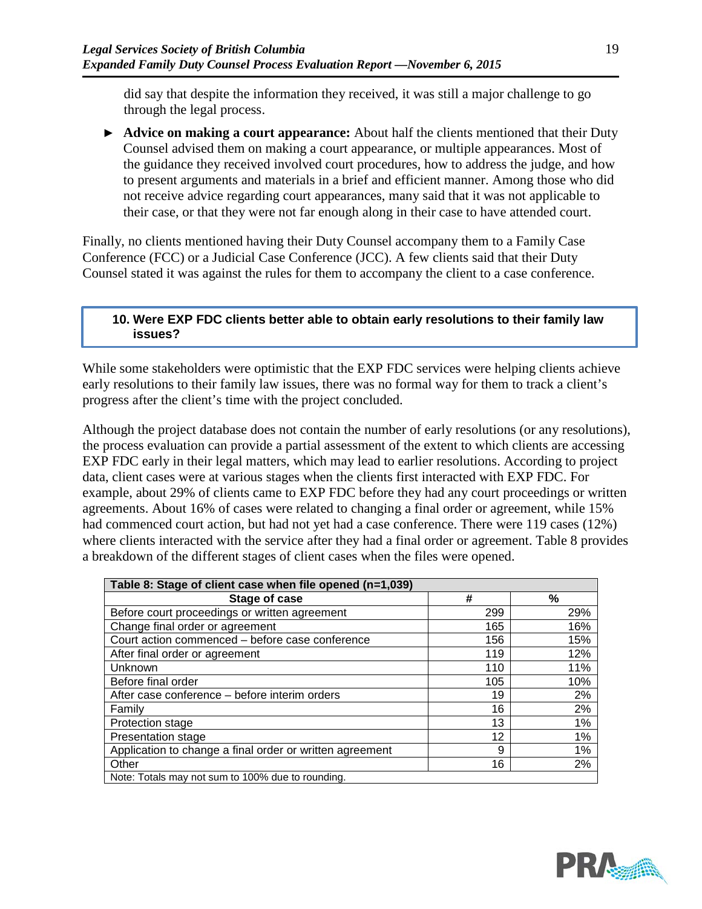did say that despite the information they received, it was still a major challenge to go through the legal process.

- **Advice on making a court appearance:** About half the clients mentioned that their Duty Counsel advised them on making a court appearance, or multiple appearances. Most of the guidance they received involved court procedures, how to address the judge, and how to present arguments and materials in a brief and efficient manner. Among those who did not receive advice regarding court appearances, many said that it was not applicable to their case, or that they were not far enough along in their case to have attended court.

Finally, no clients mentioned having their Duty Counsel accompany them to a Family Case Conference (FCC) or a Judicial Case Conference (JCC). A few clients said that their Duty Counsel stated it was against the rules for them to accompany the client to a case conference.

### 10. Were EXP FDC clients better able to obtain early resolutions to their family law issues?

While some stakeholders were optimistic that the EXP FDC services were helping clients achieve early resolutions to their family law issues, there was no formal way for them to track a client's progress after the client's time with the project concluded.

Although the project database does not contain the number of early resolutions (or any resolutions), the process evaluation can provide a partial assessment of the extent to which clients are accessing EXP FDC early in their legal matters, which may lead to earlier resolutions. According to project data, client cases were at various stages when the clients first interacted with EXP FDC. For example, about 29% of clients came to EXP FDC before they had any court proceedings or written agreements. About 16% of cases were related to changing a final order or agreement, while 15% had commenced court action, but had not yet had a case conference. There were 119 cases (12%) where clients interacted with the service after they had a final order or agreement. Table 8 provides a breakdown of the different stages of client cases when the files were opened.

**Table 8: Stage of client case when file opened (n=1,039)**

| Stage of case | # | % |
|---|---|---|
| Before court proceedings or written agreement | 299 | 29% |
| Change final order or agreement | 165 | 16% |
| Court action commenced – before case conference | 156 | 15% |
| After final order or agreement | 119 | 12% |
| Unknown | 110 | 11% |
| Before final order | 105 | 10% |
| After case conference – before interim orders | 19 | 2% |
| Family | 16 | 2% |
| Protection stage | 13 | 1% |
| Presentation stage | 12 | 1% |
| Application to change a final order or written agreement | 9 | 1% |
| Other | 16 | 2% |

Note: Totals may not sum to 100% due to rounding.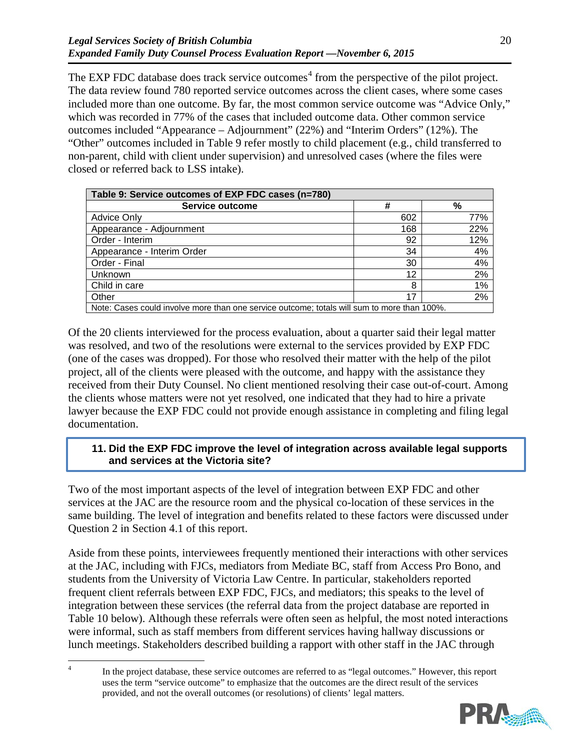The EXP FDC database does track service outcomes[4] from the perspective of the pilot project. The data review found 780 reported service outcomes across the client cases, where some cases included more than one outcome. By far, the most common service outcome was "Advice Only," which was recorded in 77% of the cases that included outcome data. Other common service outcomes included "Appearance – Adjournment" (22%) and "Interim Orders" (12%). The "Other" outcomes included in Table 9 refer mostly to child placement (e.g., child transferred to non-parent, child with client under supervision) and unresolved cases (where the files were closed or referred back to LSS intake).

| Table 9: Service outcomes of EXP FDC cases (n=780) | | |
|---|---|---|
| **Service outcome** | **#** | **%** |
| Advice Only | 602 | 77% |
| Appearance - Adjournment | 168 | 22% |
| Order - Interim | 92 | 12% |
| Appearance - Interim Order | 34 | 4% |
| Order - Final | 30 | 4% |
| Unknown | 12 | 2% |
| Child in care | 8 | 1% |
| Other | 17 | 2% |
| Note: Cases could involve more than one service outcome; totals will sum to more than 100%. | | |

Of the 20 clients interviewed for the process evaluation, about a quarter said their legal matter was resolved, and two of the resolutions were external to the services provided by EXP FDC (one of the cases was dropped). For those who resolved their matter with the help of the pilot project, all of the clients were pleased with the outcome, and happy with the assistance they received from their Duty Counsel. No client mentioned resolving their case out-of-court. Among the clients whose matters were not yet resolved, one indicated that they had to hire a private lawyer because the EXP FDC could not provide enough assistance in completing and filing legal documentation.

### 11. Did the EXP FDC improve the level of integration across available legal supports and services at the Victoria site?

Two of the most important aspects of the level of integration between EXP FDC and other services at the JAC are the resource room and the physical co-location of these services in the same building. The level of integration and benefits related to these factors were discussed under Question 2 in Section 4.1 of this report.

Aside from these points, interviewees frequently mentioned their interactions with other services at the JAC, including with FJCs, mediators from Mediate BC, staff from Access Pro Bono, and students from the University of Victoria Law Centre. In particular, stakeholders reported frequent client referrals between EXP FDC, FJCs, and mediators; this speaks to the level of integration between these services (the referral data from the project database are reported in Table 10 below). Although these referrals were often seen as helpful, the most noted interactions were informal, such as staff members from different services having hallway discussions or lunch meetings. Stakeholders described building a rapport with other staff in the JAC through

[4] In the project database, these service outcomes are referred to as "legal outcomes." However, this report uses the term "service outcome" to emphasize that the outcomes are the direct result of the services provided, and not the overall outcomes (or resolutions) of clients' legal matters.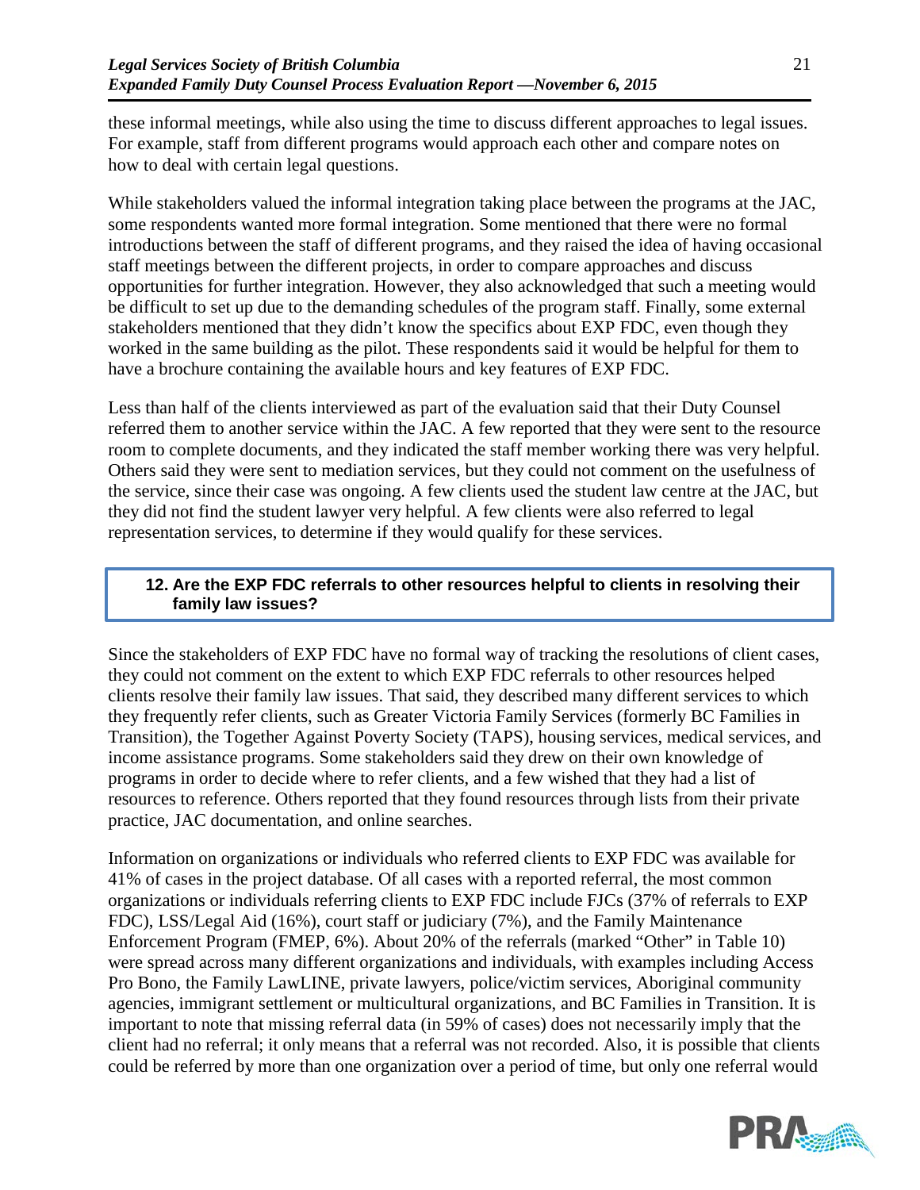these informal meetings, while also using the time to discuss different approaches to legal issues. For example, staff from different programs would approach each other and compare notes on how to deal with certain legal questions.

While stakeholders valued the informal integration taking place between the programs at the JAC, some respondents wanted more formal integration. Some mentioned that there were no formal introductions between the staff of different programs, and they raised the idea of having occasional staff meetings between the different projects, in order to compare approaches and discuss opportunities for further integration. However, they also acknowledged that such a meeting would be difficult to set up due to the demanding schedules of the program staff. Finally, some external stakeholders mentioned that they didn't know the specifics about EXP FDC, even though they worked in the same building as the pilot. These respondents said it would be helpful for them to have a brochure containing the available hours and key features of EXP FDC.

Less than half of the clients interviewed as part of the evaluation said that their Duty Counsel referred them to another service within the JAC. A few reported that they were sent to the resource room to complete documents, and they indicated the staff member working there was very helpful. Others said they were sent to mediation services, but they could not comment on the usefulness of the service, since their case was ongoing. A few clients used the student law centre at the JAC, but they did not find the student lawyer very helpful. A few clients were also referred to legal representation services, to determine if they would qualify for these services.

**12. Are the EXP FDC referrals to other resources helpful to clients in resolving their family law issues?**

Since the stakeholders of EXP FDC have no formal way of tracking the resolutions of client cases, they could not comment on the extent to which EXP FDC referrals to other resources helped clients resolve their family law issues. That said, they described many different services to which they frequently refer clients, such as Greater Victoria Family Services (formerly BC Families in Transition), the Together Against Poverty Society (TAPS), housing services, medical services, and income assistance programs. Some stakeholders said they drew on their own knowledge of programs in order to decide where to refer clients, and a few wished that they had a list of resources to reference. Others reported that they found resources through lists from their private practice, JAC documentation, and online searches.

Information on organizations or individuals who referred clients to EXP FDC was available for 41% of cases in the project database. Of all cases with a reported referral, the most common organizations or individuals referring clients to EXP FDC include FJCs (37% of referrals to EXP FDC), LSS/Legal Aid (16%), court staff or judiciary (7%), and the Family Maintenance Enforcement Program (FMEP, 6%). About 20% of the referrals (marked "Other" in Table 10) were spread across many different organizations and individuals, with examples including Access Pro Bono, the Family LawLINE, private lawyers, police/victim services, Aboriginal community agencies, immigrant settlement or multicultural organizations, and BC Families in Transition. It is important to note that missing referral data (in 59% of cases) does not necessarily imply that the client had no referral; it only means that a referral was not recorded. Also, it is possible that clients could be referred by more than one organization over a period of time, but only one referral would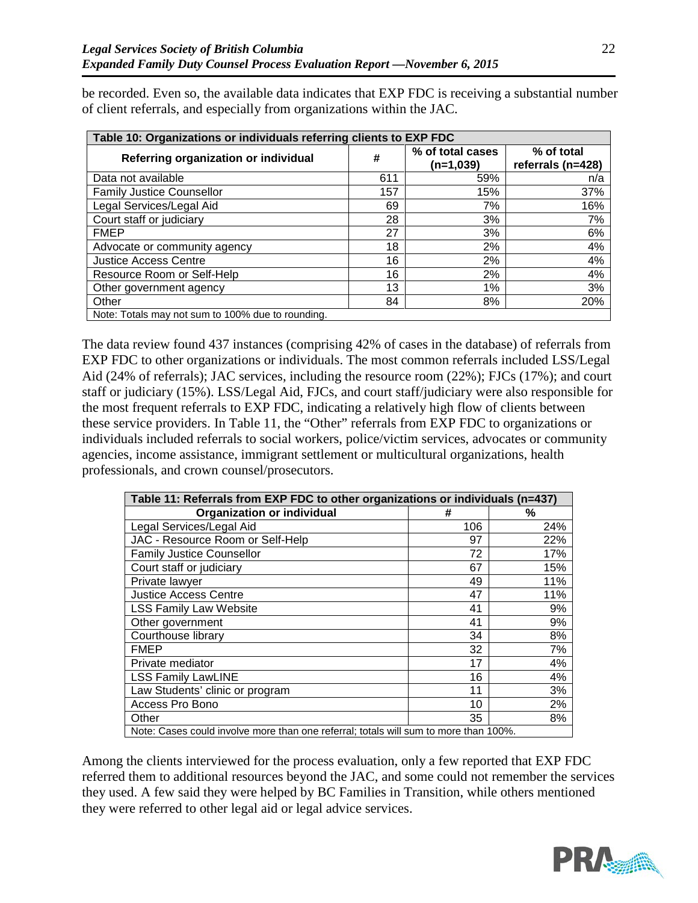be recorded. Even so, the available data indicates that EXP FDC is receiving a substantial number of client referrals, and especially from organizations within the JAC.

| Table 10: Organizations or individuals referring clients to EXP FDC | | | |
|---|---|---|---|
| **Referring organization or individual** | **#** | **% of total cases (n=1,039)** | **% of total referrals (n=428)** |
| Data not available | 611 | 59% | n/a |
| Family Justice Counsellor | 157 | 15% | 37% |
| Legal Services/Legal Aid | 69 | 7% | 16% |
| Court staff or judiciary | 28 | 3% | 7% |
| FMEP | 27 | 3% | 6% |
| Advocate or community agency | 18 | 2% | 4% |
| Justice Access Centre | 16 | 2% | 4% |
| Resource Room or Self-Help | 16 | 2% | 4% |
| Other government agency | 13 | 1% | 3% |
| Other | 84 | 8% | 20% |
| Note: Totals may not sum to 100% due to rounding. | | | |

The data review found 437 instances (comprising 42% of cases in the database) of referrals from EXP FDC to other organizations or individuals. The most common referrals included LSS/Legal Aid (24% of referrals); JAC services, including the resource room (22%); FJCs (17%); and court staff or judiciary (15%). LSS/Legal Aid, FJCs, and court staff/judiciary were also responsible for the most frequent referrals to EXP FDC, indicating a relatively high flow of clients between these service providers. In Table 11, the "Other" referrals from EXP FDC to organizations or individuals included referrals to social workers, police/victim services, advocates or community agencies, income assistance, immigrant settlement or multicultural organizations, health professionals, and crown counsel/prosecutors.

| Table 11: Referrals from EXP FDC to other organizations or individuals (n=437) | | |
|---|---|---|
| **Organization or individual** | **#** | **%** |
| Legal Services/Legal Aid | 106 | 24% |
| JAC - Resource Room or Self-Help | 97 | 22% |
| Family Justice Counsellor | 72 | 17% |
| Court staff or judiciary | 67 | 15% |
| Private lawyer | 49 | 11% |
| Justice Access Centre | 47 | 11% |
| LSS Family Law Website | 41 | 9% |
| Other government | 41 | 9% |
| Courthouse library | 34 | 8% |
| FMEP | 32 | 7% |
| Private mediator | 17 | 4% |
| LSS Family LawLINE | 16 | 4% |
| Law Students' clinic or program | 11 | 3% |
| Access Pro Bono | 10 | 2% |
| Other | 35 | 8% |
| Note: Cases could involve more than one referral; totals will sum to more than 100%. | | |

Among the clients interviewed for the process evaluation, only a few reported that EXP FDC referred them to additional resources beyond the JAC, and some could not remember the services they used. A few said they were helped by BC Families in Transition, while others mentioned they were referred to other legal aid or legal advice services.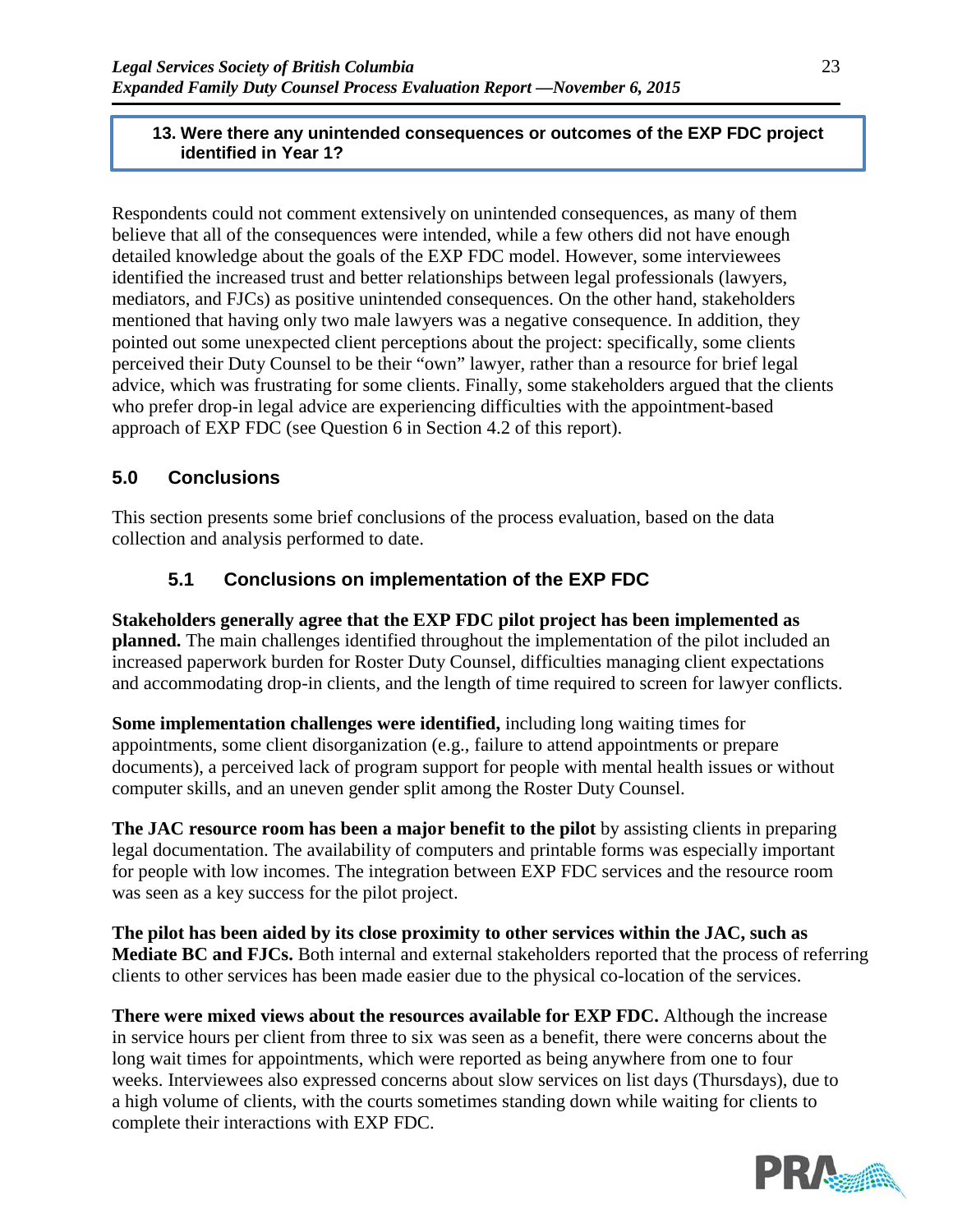**13. Were there any unintended consequences or outcomes of the EXP FDC project identified in Year 1?**

Respondents could not comment extensively on unintended consequences, as many of them believe that all of the consequences were intended, while a few others did not have enough detailed knowledge about the goals of the EXP FDC model. However, some interviewees identified the increased trust and better relationships between legal professionals (lawyers, mediators, and FJCs) as positive unintended consequences. On the other hand, stakeholders mentioned that having only two male lawyers was a negative consequence. In addition, they pointed out some unexpected client perceptions about the project: specifically, some clients perceived their Duty Counsel to be their "own" lawyer, rather than a resource for brief legal advice, which was frustrating for some clients. Finally, some stakeholders argued that the clients who prefer drop-in legal advice are experiencing difficulties with the appointment-based approach of EXP FDC (see Question 6 in Section 4.2 of this report).

## 5.0 Conclusions

This section presents some brief conclusions of the process evaluation, based on the data collection and analysis performed to date.

### 5.1 Conclusions on implementation of the EXP FDC

**Stakeholders generally agree that the EXP FDC pilot project has been implemented as planned.** The main challenges identified throughout the implementation of the pilot included an increased paperwork burden for Roster Duty Counsel, difficulties managing client expectations and accommodating drop-in clients, and the length of time required to screen for lawyer conflicts.

**Some implementation challenges were identified,** including long waiting times for appointments, some client disorganization (e.g., failure to attend appointments or prepare documents), a perceived lack of program support for people with mental health issues or without computer skills, and an uneven gender split among the Roster Duty Counsel.

**The JAC resource room has been a major benefit to the pilot** by assisting clients in preparing legal documentation. The availability of computers and printable forms was especially important for people with low incomes. The integration between EXP FDC services and the resource room was seen as a key success for the pilot project.

**The pilot has been aided by its close proximity to other services within the JAC, such as Mediate BC and FJCs.** Both internal and external stakeholders reported that the process of referring clients to other services has been made easier due to the physical co-location of the services.

**There were mixed views about the resources available for EXP FDC.** Although the increase in service hours per client from three to six was seen as a benefit, there were concerns about the long wait times for appointments, which were reported as being anywhere from one to four weeks. Interviewees also expressed concerns about slow services on list days (Thursdays), due to a high volume of clients, with the courts sometimes standing down while waiting for clients to complete their interactions with EXP FDC.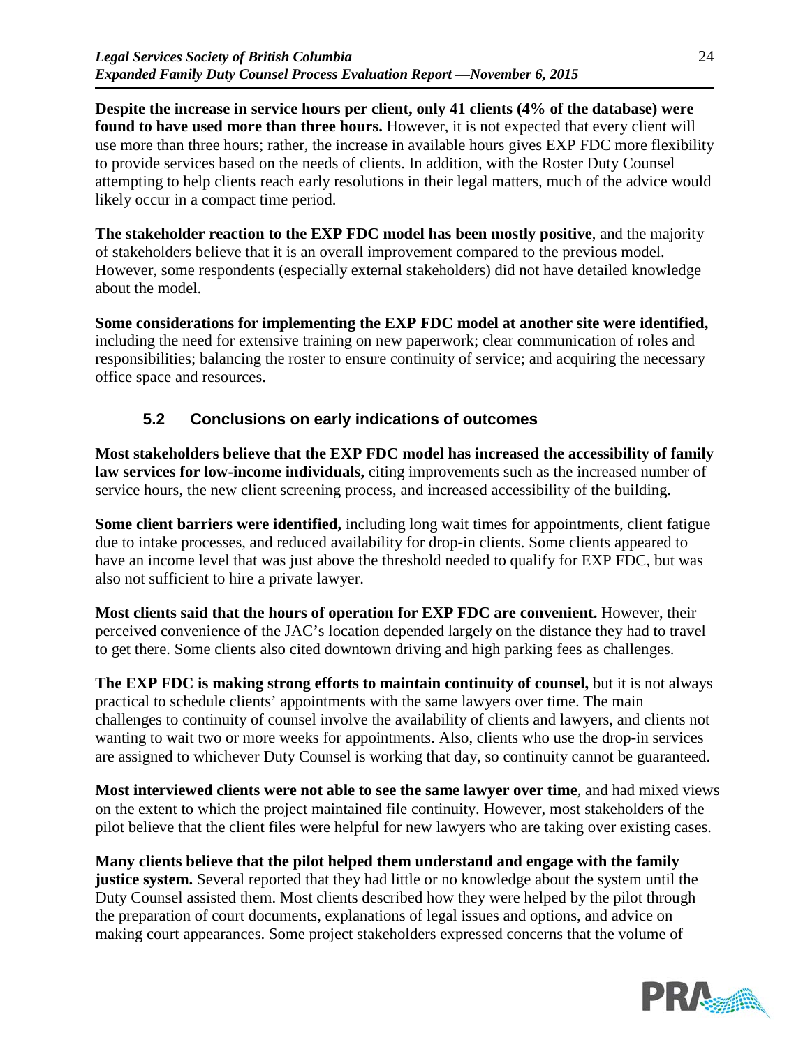**Despite the increase in service hours per client, only 41 clients (4% of the database) were found to have used more than three hours.** However, it is not expected that every client will use more than three hours; rather, the increase in available hours gives EXP FDC more flexibility to provide services based on the needs of clients. In addition, with the Roster Duty Counsel attempting to help clients reach early resolutions in their legal matters, much of the advice would likely occur in a compact time period.

**The stakeholder reaction to the EXP FDC model has been mostly positive**, and the majority of stakeholders believe that it is an overall improvement compared to the previous model. However, some respondents (especially external stakeholders) did not have detailed knowledge about the model.

**Some considerations for implementing the EXP FDC model at another site were identified,** including the need for extensive training on new paperwork; clear communication of roles and responsibilities; balancing the roster to ensure continuity of service; and acquiring the necessary office space and resources.

## 5.2 Conclusions on early indications of outcomes

**Most stakeholders believe that the EXP FDC model has increased the accessibility of family law services for low-income individuals,** citing improvements such as the increased number of service hours, the new client screening process, and increased accessibility of the building.

**Some client barriers were identified,** including long wait times for appointments, client fatigue due to intake processes, and reduced availability for drop-in clients. Some clients appeared to have an income level that was just above the threshold needed to qualify for EXP FDC, but was also not sufficient to hire a private lawyer.

**Most clients said that the hours of operation for EXP FDC are convenient.** However, their perceived convenience of the JAC's location depended largely on the distance they had to travel to get there. Some clients also cited downtown driving and high parking fees as challenges.

**The EXP FDC is making strong efforts to maintain continuity of counsel,** but it is not always practical to schedule clients' appointments with the same lawyers over time. The main challenges to continuity of counsel involve the availability of clients and lawyers, and clients not wanting to wait two or more weeks for appointments. Also, clients who use the drop-in services are assigned to whichever Duty Counsel is working that day, so continuity cannot be guaranteed.

**Most interviewed clients were not able to see the same lawyer over time**, and had mixed views on the extent to which the project maintained file continuity. However, most stakeholders of the pilot believe that the client files were helpful for new lawyers who are taking over existing cases.

**Many clients believe that the pilot helped them understand and engage with the family justice system.** Several reported that they had little or no knowledge about the system until the Duty Counsel assisted them. Most clients described how they were helped by the pilot through the preparation of court documents, explanations of legal issues and options, and advice on making court appearances. Some project stakeholders expressed concerns that the volume of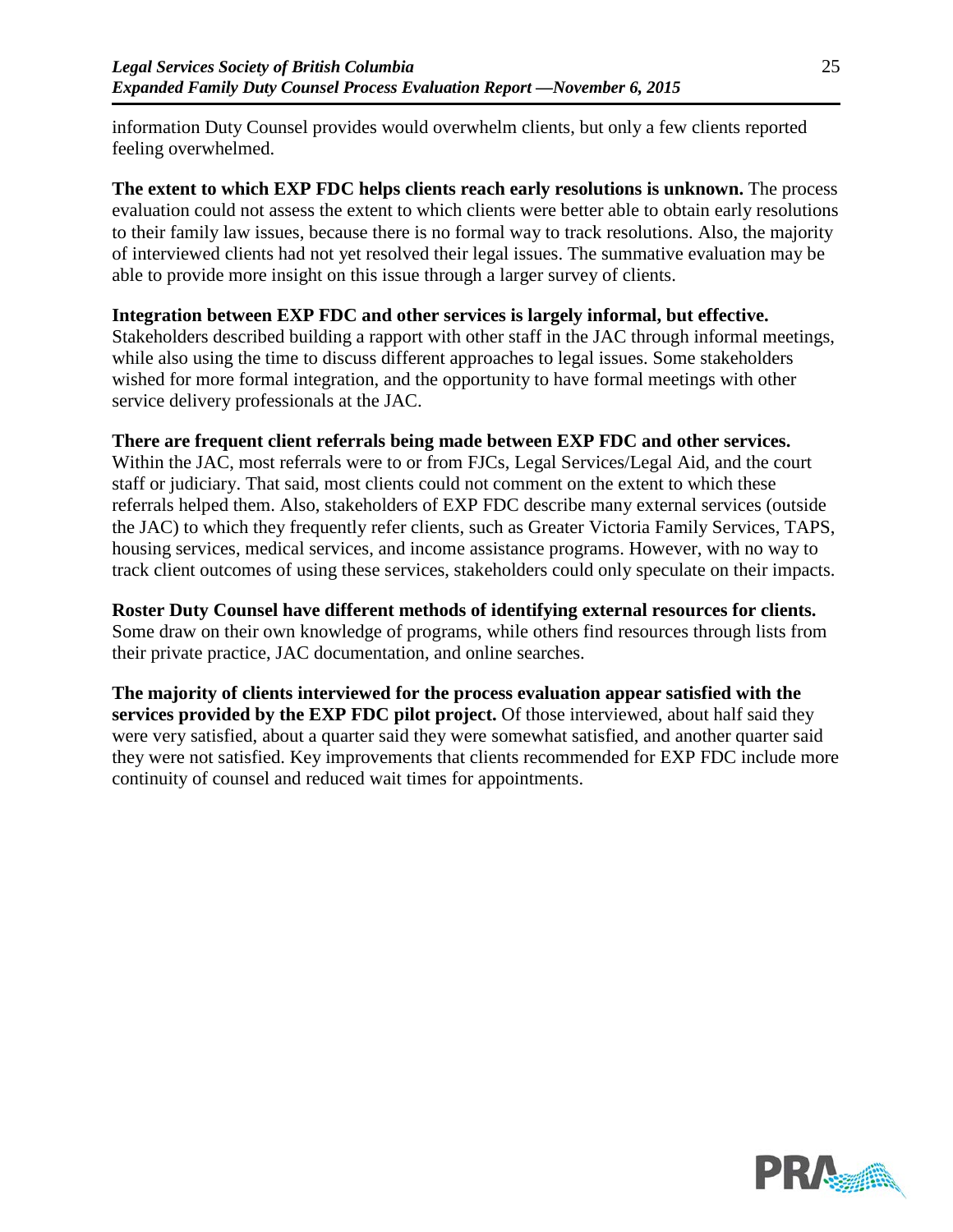information Duty Counsel provides would overwhelm clients, but only a few clients reported feeling overwhelmed.

**The extent to which EXP FDC helps clients reach early resolutions is unknown.** The process evaluation could not assess the extent to which clients were better able to obtain early resolutions to their family law issues, because there is no formal way to track resolutions. Also, the majority of interviewed clients had not yet resolved their legal issues. The summative evaluation may be able to provide more insight on this issue through a larger survey of clients.

**Integration between EXP FDC and other services is largely informal, but effective.** Stakeholders described building a rapport with other staff in the JAC through informal meetings, while also using the time to discuss different approaches to legal issues. Some stakeholders wished for more formal integration, and the opportunity to have formal meetings with other service delivery professionals at the JAC.

**There are frequent client referrals being made between EXP FDC and other services.** Within the JAC, most referrals were to or from FJCs, Legal Services/Legal Aid, and the court staff or judiciary. That said, most clients could not comment on the extent to which these referrals helped them. Also, stakeholders of EXP FDC describe many external services (outside the JAC) to which they frequently refer clients, such as Greater Victoria Family Services, TAPS, housing services, medical services, and income assistance programs. However, with no way to track client outcomes of using these services, stakeholders could only speculate on their impacts.

**Roster Duty Counsel have different methods of identifying external resources for clients.** Some draw on their own knowledge of programs, while others find resources through lists from their private practice, JAC documentation, and online searches.

**The majority of clients interviewed for the process evaluation appear satisfied with the services provided by the EXP FDC pilot project.** Of those interviewed, about half said they were very satisfied, about a quarter said they were somewhat satisfied, and another quarter said they were not satisfied. Key improvements that clients recommended for EXP FDC include more continuity of counsel and reduced wait times for appointments.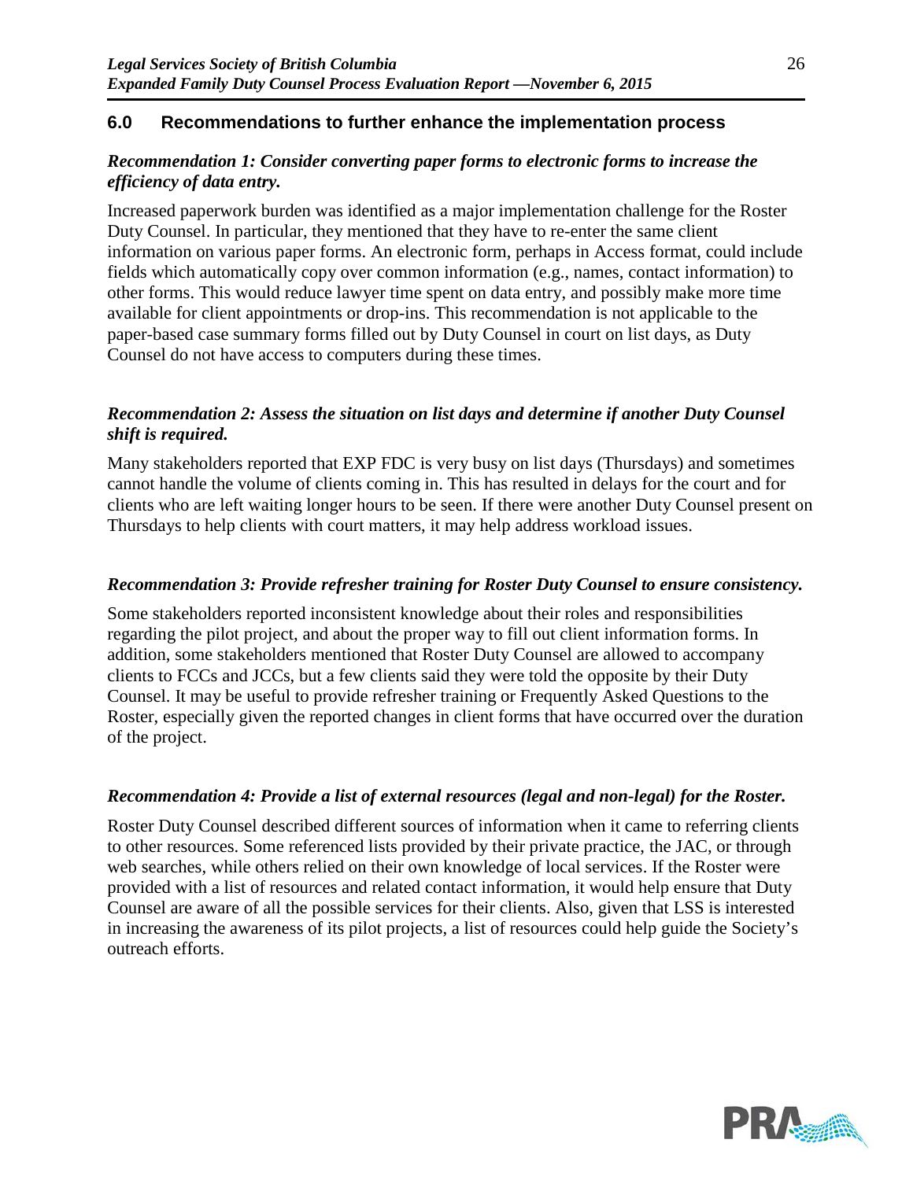## 6.0 Recommendations to further enhance the implementation process

***Recommendation 1: Consider converting paper forms to electronic forms to increase the efficiency of data entry.***

Increased paperwork burden was identified as a major implementation challenge for the Roster Duty Counsel. In particular, they mentioned that they have to re-enter the same client information on various paper forms. An electronic form, perhaps in Access format, could include fields which automatically copy over common information (e.g., names, contact information) to other forms. This would reduce lawyer time spent on data entry, and possibly make more time available for client appointments or drop-ins. This recommendation is not applicable to the paper-based case summary forms filled out by Duty Counsel in court on list days, as Duty Counsel do not have access to computers during these times.

***Recommendation 2: Assess the situation on list days and determine if another Duty Counsel shift is required.***

Many stakeholders reported that EXP FDC is very busy on list days (Thursdays) and sometimes cannot handle the volume of clients coming in. This has resulted in delays for the court and for clients who are left waiting longer hours to be seen. If there were another Duty Counsel present on Thursdays to help clients with court matters, it may help address workload issues.

***Recommendation 3: Provide refresher training for Roster Duty Counsel to ensure consistency.***

Some stakeholders reported inconsistent knowledge about their roles and responsibilities regarding the pilot project, and about the proper way to fill out client information forms. In addition, some stakeholders mentioned that Roster Duty Counsel are allowed to accompany clients to FCCs and JCCs, but a few clients said they were told the opposite by their Duty Counsel. It may be useful to provide refresher training or Frequently Asked Questions to the Roster, especially given the reported changes in client forms that have occurred over the duration of the project.

***Recommendation 4: Provide a list of external resources (legal and non-legal) for the Roster.***

Roster Duty Counsel described different sources of information when it came to referring clients to other resources. Some referenced lists provided by their private practice, the JAC, or through web searches, while others relied on their own knowledge of local services. If the Roster were provided with a list of resources and related contact information, it would help ensure that Duty Counsel are aware of all the possible services for their clients. Also, given that LSS is interested in increasing the awareness of its pilot projects, a list of resources could help guide the Society's outreach efforts.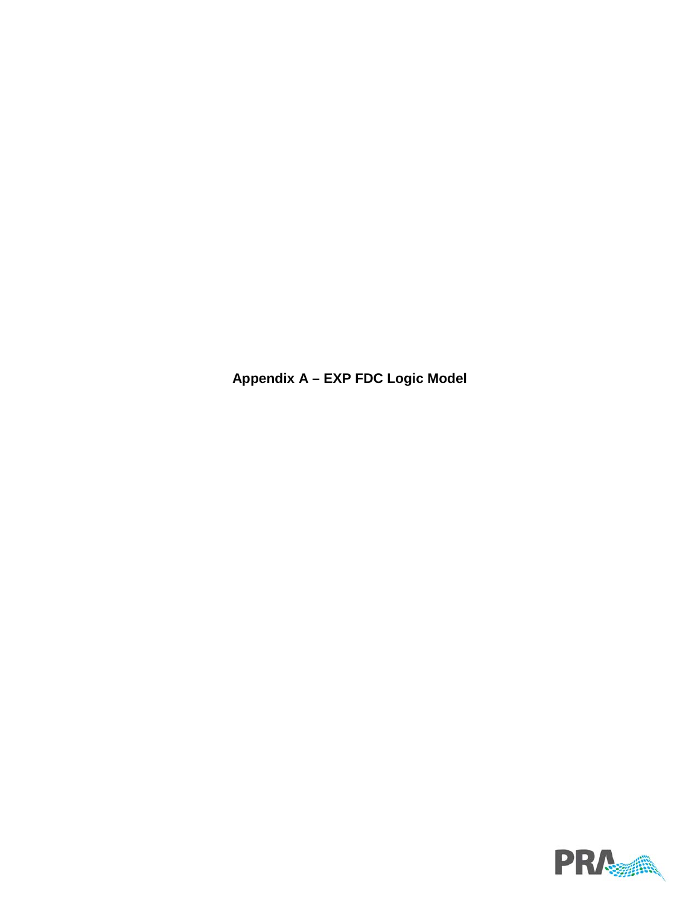# Appendix A – EXP FDC Logic Model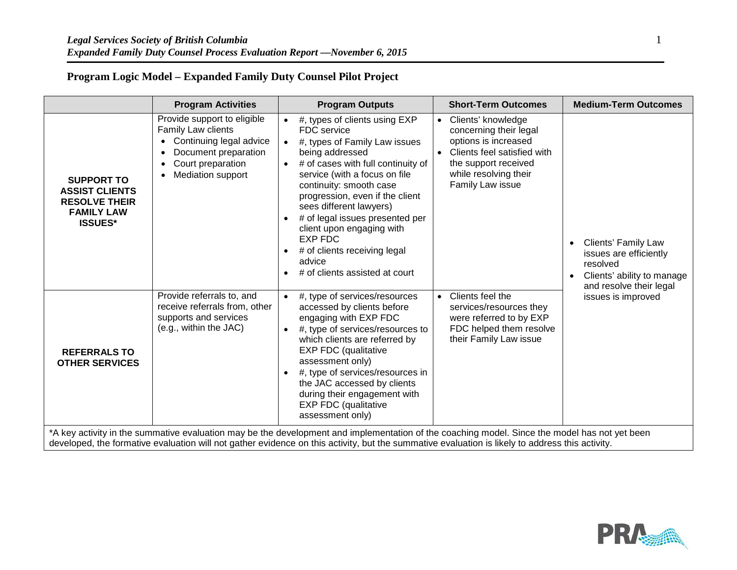## Program Logic Model – Expanded Family Duty Counsel Pilot Project

| | Program Activities | Program Outputs | Short-Term Outcomes | Medium-Term Outcomes |
|---|---|---|---|---|
| **SUPPORT TO ASSIST CLIENTS RESOLVE THEIR FAMILY LAW ISSUES*** | Provide support to eligible Family Law clients<br>• Continuing legal advice<br>• Document preparation<br>• Court preparation<br>• Mediation support | • #, types of clients using EXP FDC service<br>• #, types of Family Law issues being addressed<br>• # of cases with full continuity of service (with a focus on file continuity: smooth case progression, even if the client sees different lawyers)<br>• # of legal issues presented per client upon engaging with EXP FDC<br>• # of clients receiving legal advice<br>• # of clients assisted at court | • Clients' knowledge concerning their legal options is increased<br>• Clients feel satisfied with the support received while resolving their Family Law issue | • Clients' Family Law issues are efficiently resolved<br>• Clients' ability to manage and resolve their legal issues is improved |
| **REFERRALS TO OTHER SERVICES** | Provide referrals to, and receive referrals from, other supports and services (e.g., within the JAC) | • #, type of services/resources accessed by clients before engaging with EXP FDC<br>• #, type of services/resources to which clients are referred by EXP FDC (qualitative assessment only)<br>• #, type of services/resources in the JAC accessed by clients during their engagement with EXP FDC (qualitative assessment only) | • Clients feel the services/resources they were referred to by EXP FDC helped them resolve their Family Law issue | |

*A key activity in the summative evaluation may be the development and implementation of the coaching model. Since the model has not yet been developed, the formative evaluation will not gather evidence on this activity, but the summative evaluation is likely to address this activity.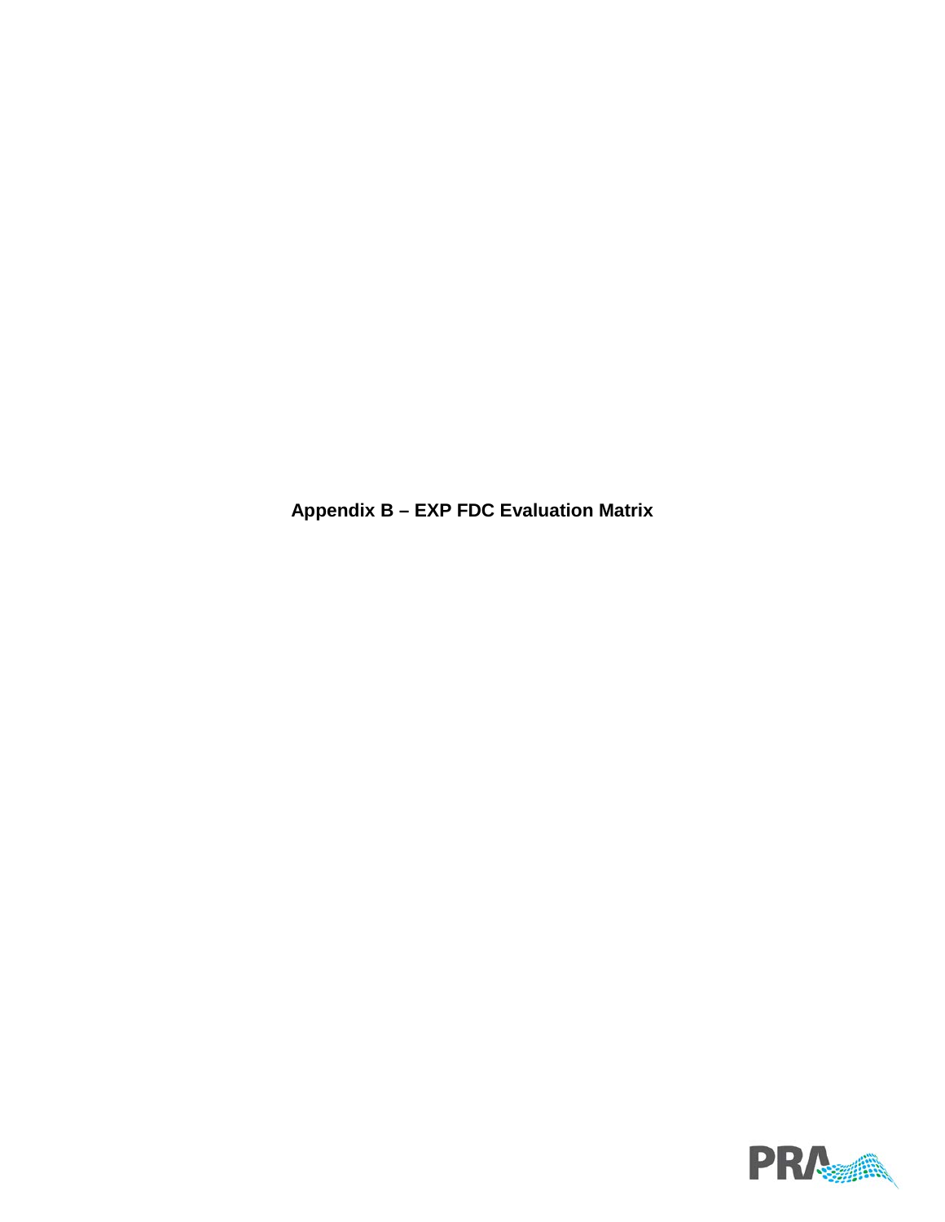**Appendix B – EXP FDC Evaluation Matrix**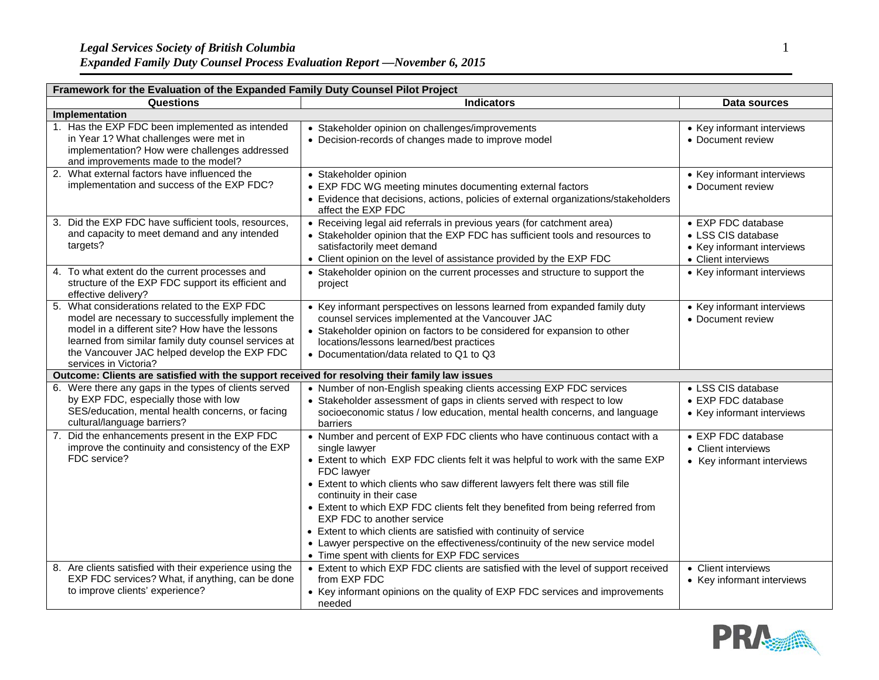| Framework for the Evaluation of the Expanded Family Duty Counsel Pilot Project | | |
|---|---|---|
| **Questions** | **Indicators** | **Data sources** |
| **Implementation** | | |
| 1. Has the EXP FDC been implemented as intended in Year 1? What challenges were met in implementation? How were challenges addressed and improvements made to the model? | • Stakeholder opinion on challenges/improvements<br>• Decision-records of changes made to improve model | • Key informant interviews<br>• Document review |
| 2. What external factors have influenced the implementation and success of the EXP FDC? | • Stakeholder opinion<br>• EXP FDC WG meeting minutes documenting external factors<br>• Evidence that decisions, actions, policies of external organizations/stakeholders affect the EXP FDC | • Key informant interviews<br>• Document review |
| 3. Did the EXP FDC have sufficient tools, resources, and capacity to meet demand and any intended targets? | • Receiving legal aid referrals in previous years (for catchment area)<br>• Stakeholder opinion that the EXP FDC has sufficient tools and resources to satisfactorily meet demand<br>• Client opinion on the level of assistance provided by the EXP FDC | • EXP FDC database<br>• LSS CIS database<br>• Key informant interviews<br>• Client interviews |
| 4. To what extent do the current processes and structure of the EXP FDC support its efficient and effective delivery? | • Stakeholder opinion on the current processes and structure to support the project | • Key informant interviews |
| 5. What considerations related to the EXP FDC model are necessary to successfully implement the model in a different site? How have the lessons learned from similar family duty counsel services at the Vancouver JAC helped develop the EXP FDC services in Victoria? | • Key informant perspectives on lessons learned from expanded family duty counsel services implemented at the Vancouver JAC<br>• Stakeholder opinion on factors to be considered for expansion to other locations/lessons learned/best practices<br>• Documentation/data related to Q1 to Q3 | • Key informant interviews<br>• Document review |
| **Outcome: Clients are satisfied with the support received for resolving their family law issues** | | |
| 6. Were there any gaps in the types of clients served by EXP FDC, especially those with low SES/education, mental health concerns, or facing cultural/language barriers? | • Number of non-English speaking clients accessing EXP FDC services<br>• Stakeholder assessment of gaps in clients served with respect to low socioeconomic status / low education, mental health concerns, and language barriers | • LSS CIS database<br>• EXP FDC database<br>• Key informant interviews |
| 7. Did the enhancements present in the EXP FDC improve the continuity and consistency of the EXP FDC service? | • Number and percent of EXP FDC clients who have continuous contact with a single lawyer<br>• Extent to which EXP FDC clients felt it was helpful to work with the same EXP FDC lawyer<br>• Extent to which clients who saw different lawyers felt there was still file continuity in their case<br>• Extent to which EXP FDC clients felt they benefited from being referred from EXP FDC to another service<br>• Extent to which clients are satisfied with continuity of service<br>• Lawyer perspective on the effectiveness/continuity of the new service model<br>• Time spent with clients for EXP FDC services | • EXP FDC database<br>• Client interviews<br>• Key informant interviews |
| 8. Are clients satisfied with their experience using the EXP FDC services? What, if anything, can be done to improve clients' experience? | • Extent to which EXP FDC clients are satisfied with the level of support received from EXP FDC<br>• Key informant opinions on the quality of EXP FDC services and improvements needed | • Client interviews<br>• Key informant interviews |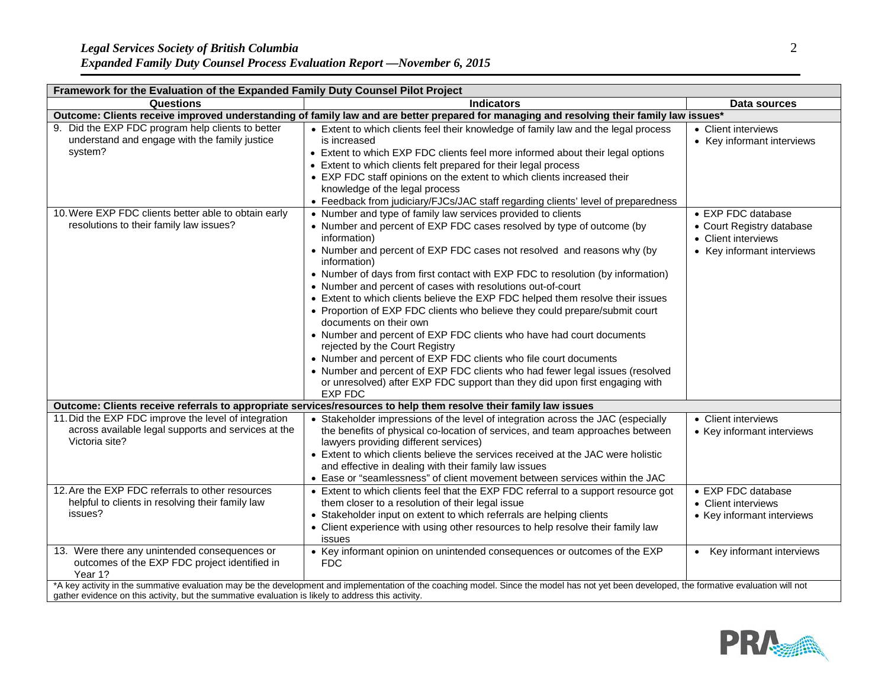| Framework for the Evaluation of the Expanded Family Duty Counsel Pilot Project | | |
|---|---|---|
| **Questions** | **Indicators** | **Data sources** |
| **Outcome: Clients receive improved understanding of family law and are better prepared for managing and resolving their family law issues*** | | |
| 9. Did the EXP FDC program help clients to better understand and engage with the family justice system? | • Extent to which clients feel their knowledge of family law and the legal process is increased<br>• Extent to which EXP FDC clients feel more informed about their legal options<br>• Extent to which clients felt prepared for their legal process<br>• EXP FDC staff opinions on the extent to which clients increased their knowledge of the legal process<br>• Feedback from judiciary/FJCs/JAC staff regarding clients' level of preparedness | • Client interviews<br>• Key informant interviews |
| 10. Were EXP FDC clients better able to obtain early resolutions to their family law issues? | • Number and type of family law services provided to clients<br>• Number and percent of EXP FDC cases resolved by type of outcome (by information)<br>• Number and percent of EXP FDC cases not resolved and reasons why (by information)<br>• Number of days from first contact with EXP FDC to resolution (by information)<br>• Number and percent of cases with resolutions out-of-court<br>• Extent to which clients believe the EXP FDC helped them resolve their issues<br>• Proportion of EXP FDC clients who believe they could prepare/submit court documents on their own<br>• Number and percent of EXP FDC clients who have had court documents rejected by the Court Registry<br>• Number and percent of EXP FDC clients who file court documents<br>• Number and percent of EXP FDC clients who had fewer legal issues (resolved or unresolved) after EXP FDC support than they did upon first engaging with EXP FDC | • EXP FDC database<br>• Court Registry database<br>• Client interviews<br>• Key informant interviews |
| **Outcome: Clients receive referrals to appropriate services/resources to help them resolve their family law issues** | | |
| 11. Did the EXP FDC improve the level of integration across available legal supports and services at the Victoria site? | • Stakeholder impressions of the level of integration across the JAC (especially the benefits of physical co-location of services, and team approaches between lawyers providing different services)<br>• Extent to which clients believe the services received at the JAC were holistic and effective in dealing with their family law issues<br>• Ease or "seamlessness" of client movement between services within the JAC | • Client interviews<br>• Key informant interviews |
| 12. Are the EXP FDC referrals to other resources helpful to clients in resolving their family law issues? | • Extent to which clients feel that the EXP FDC referral to a support resource got them closer to a resolution of their legal issue<br>• Stakeholder input on extent to which referrals are helping clients<br>• Client experience with using other resources to help resolve their family law issues | • EXP FDC database<br>• Client interviews<br>• Key informant interviews |
| 13. Were there any unintended consequences or outcomes of the EXP FDC project identified in Year 1? | • Key informant opinion on unintended consequences or outcomes of the EXP FDC | • Key informant interviews |

*A key activity in the summative evaluation may be the development and implementation of the coaching model. Since the model has not yet been developed, the formative evaluation will not gather evidence on this activity, but the summative evaluation is likely to address this activity.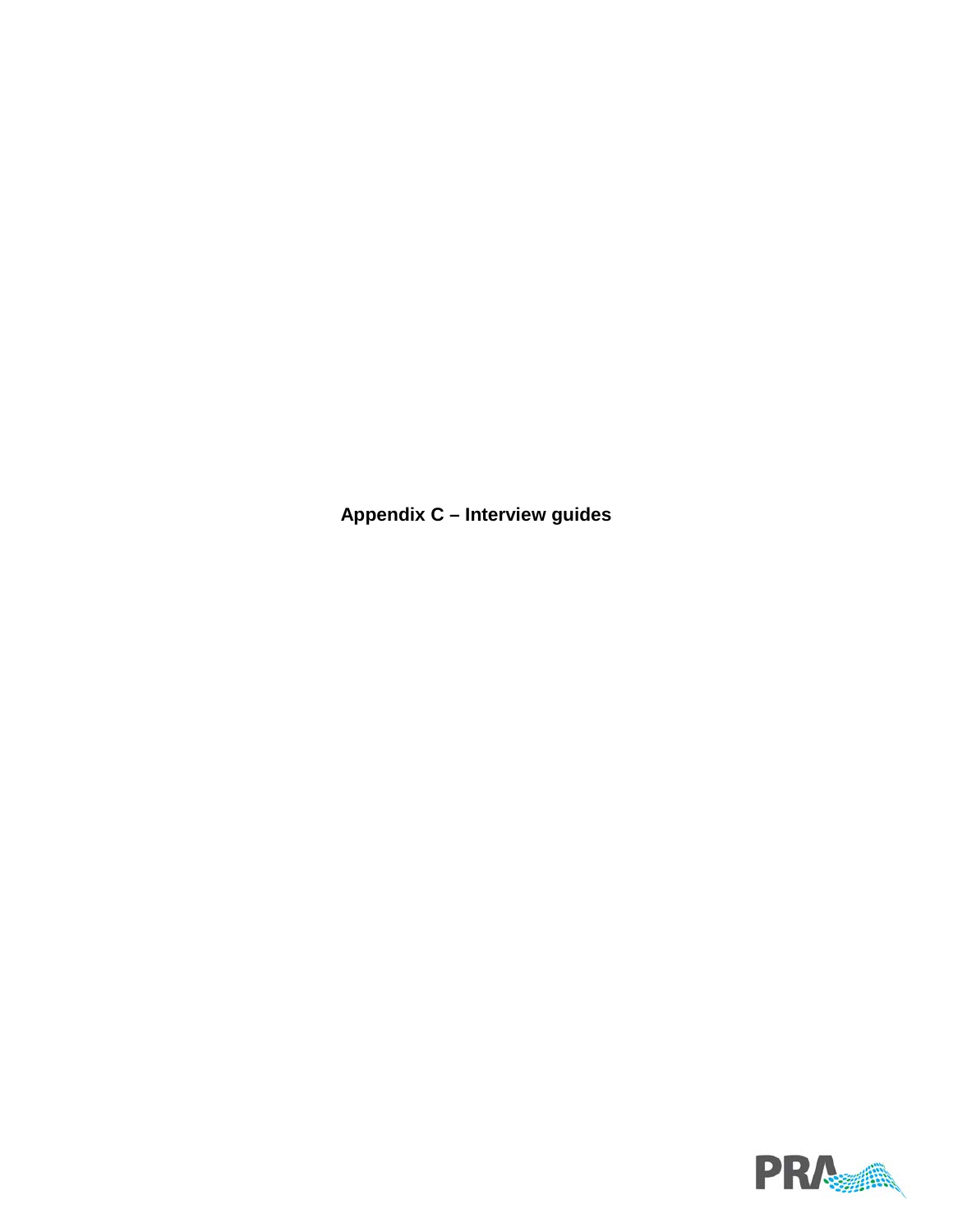# Appendix C – Interview guides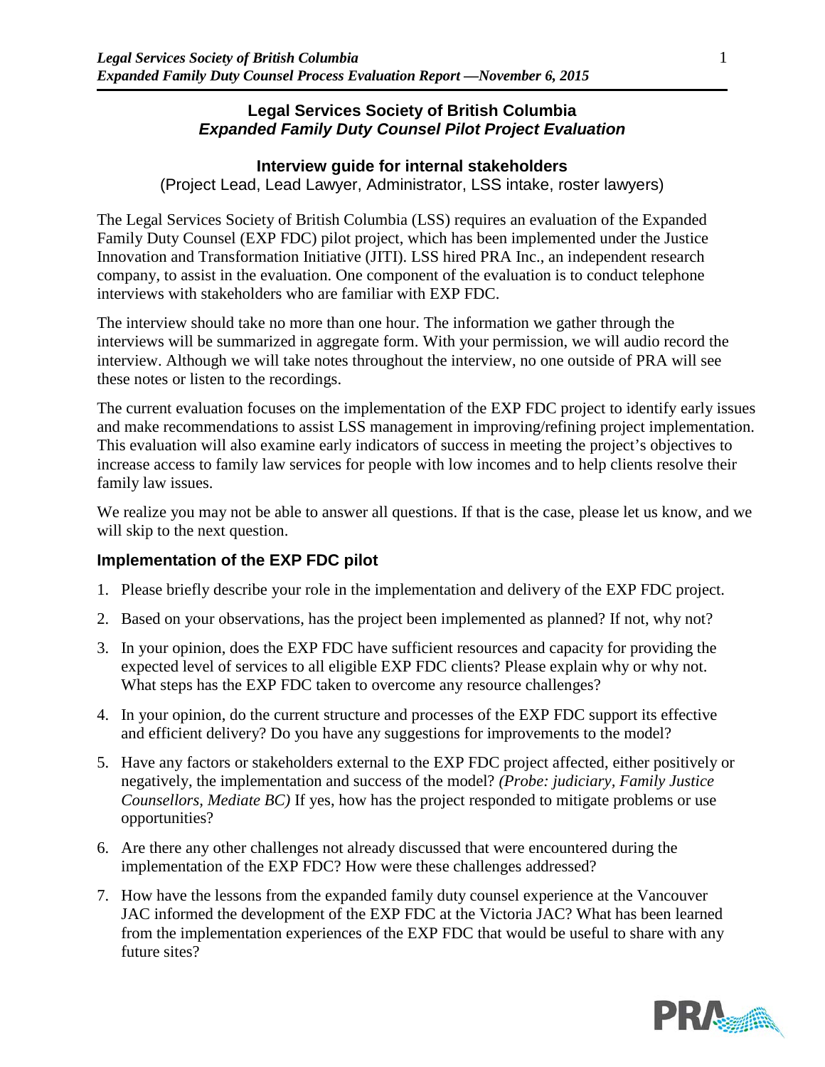## Legal Services Society of British Columbia
### *Expanded Family Duty Counsel Pilot Project Evaluation*

**Interview guide for internal stakeholders**

(Project Lead, Lead Lawyer, Administrator, LSS intake, roster lawyers)

The Legal Services Society of British Columbia (LSS) requires an evaluation of the Expanded Family Duty Counsel (EXP FDC) pilot project, which has been implemented under the Justice Innovation and Transformation Initiative (JITI). LSS hired PRA Inc., an independent research company, to assist in the evaluation. One component of the evaluation is to conduct telephone interviews with stakeholders who are familiar with EXP FDC.

The interview should take no more than one hour. The information we gather through the interviews will be summarized in aggregate form. With your permission, we will audio record the interview. Although we will take notes throughout the interview, no one outside of PRA will see these notes or listen to the recordings.

The current evaluation focuses on the implementation of the EXP FDC project to identify early issues and make recommendations to assist LSS management in improving/refining project implementation. This evaluation will also examine early indicators of success in meeting the project's objectives to increase access to family law services for people with low incomes and to help clients resolve their family law issues.

We realize you may not be able to answer all questions. If that is the case, please let us know, and we will skip to the next question.

### Implementation of the EXP FDC pilot

1. Please briefly describe your role in the implementation and delivery of the EXP FDC project.
2. Based on your observations, has the project been implemented as planned? If not, why not?
3. In your opinion, does the EXP FDC have sufficient resources and capacity for providing the expected level of services to all eligible EXP FDC clients? Please explain why or why not. What steps has the EXP FDC taken to overcome any resource challenges?
4. In your opinion, do the current structure and processes of the EXP FDC support its effective and efficient delivery? Do you have any suggestions for improvements to the model?
5. Have any factors or stakeholders external to the EXP FDC project affected, either positively or negatively, the implementation and success of the model? *(Probe: judiciary, Family Justice Counsellors, Mediate BC)* If yes, how has the project responded to mitigate problems or use opportunities?
6. Are there any other challenges not already discussed that were encountered during the implementation of the EXP FDC? How were these challenges addressed?
7. How have the lessons from the expanded family duty counsel experience at the Vancouver JAC informed the development of the EXP FDC at the Victoria JAC? What has been learned from the implementation experiences of the EXP FDC that would be useful to share with any future sites?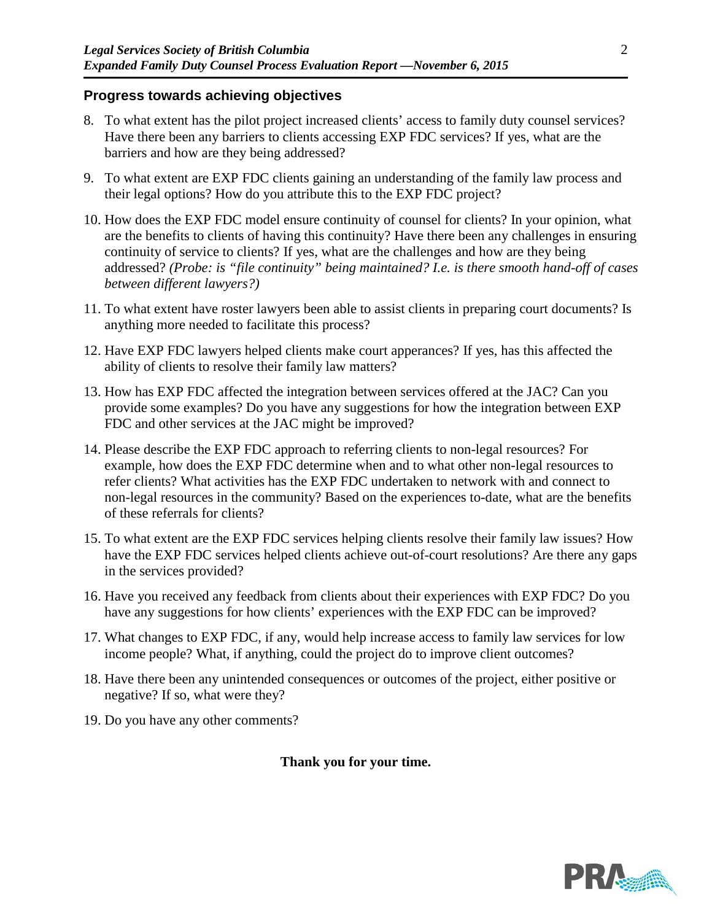## Progress towards achieving objectives

8. To what extent has the pilot project increased clients' access to family duty counsel services? Have there been any barriers to clients accessing EXP FDC services? If yes, what are the barriers and how are they being addressed?

9. To what extent are EXP FDC clients gaining an understanding of the family law process and their legal options? How do you attribute this to the EXP FDC project?

10. How does the EXP FDC model ensure continuity of counsel for clients? In your opinion, what are the benefits to clients of having this continuity? Have there been any challenges in ensuring continuity of service to clients? If yes, what are the challenges and how are they being addressed? *(Probe: is "file continuity" being maintained? I.e. is there smooth hand-off of cases between different lawyers?)*

11. To what extent have roster lawyers been able to assist clients in preparing court documents? Is anything more needed to facilitate this process?

12. Have EXP FDC lawyers helped clients make court apperances? If yes, has this affected the ability of clients to resolve their family law matters?

13. How has EXP FDC affected the integration between services offered at the JAC? Can you provide some examples? Do you have any suggestions for how the integration between EXP FDC and other services at the JAC might be improved?

14. Please describe the EXP FDC approach to referring clients to non-legal resources? For example, how does the EXP FDC determine when and to what other non-legal resources to refer clients? What activities has the EXP FDC undertaken to network with and connect to non-legal resources in the community? Based on the experiences to-date, what are the benefits of these referrals for clients?

15. To what extent are the EXP FDC services helping clients resolve their family law issues? How have the EXP FDC services helped clients achieve out-of-court resolutions? Are there any gaps in the services provided?

16. Have you received any feedback from clients about their experiences with EXP FDC? Do you have any suggestions for how clients' experiences with the EXP FDC can be improved?

17. What changes to EXP FDC, if any, would help increase access to family law services for low income people? What, if anything, could the project do to improve client outcomes?

18. Have there been any unintended consequences or outcomes of the project, either positive or negative? If so, what were they?

19. Do you have any other comments?

**Thank you for your time.**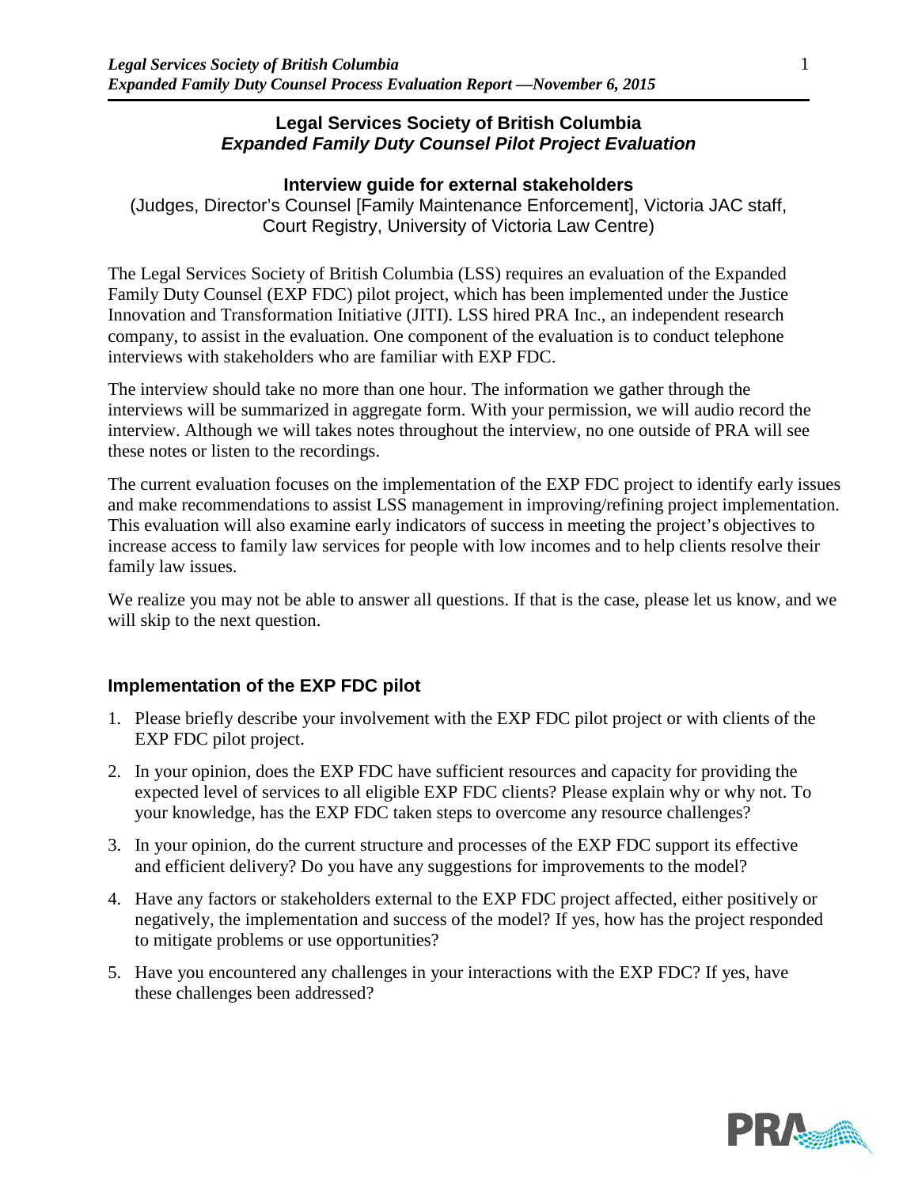**Legal Services Society of British Columbia**
***Expanded Family Duty Counsel Pilot Project Evaluation***

**Interview guide for external stakeholders**

(Judges, Director's Counsel [Family Maintenance Enforcement], Victoria JAC staff, Court Registry, University of Victoria Law Centre)

The Legal Services Society of British Columbia (LSS) requires an evaluation of the Expanded Family Duty Counsel (EXP FDC) pilot project, which has been implemented under the Justice Innovation and Transformation Initiative (JITI). LSS hired PRA Inc., an independent research company, to assist in the evaluation. One component of the evaluation is to conduct telephone interviews with stakeholders who are familiar with EXP FDC.

The interview should take no more than one hour. The information we gather through the interviews will be summarized in aggregate form. With your permission, we will audio record the interview. Although we will takes notes throughout the interview, no one outside of PRA will see these notes or listen to the recordings.

The current evaluation focuses on the implementation of the EXP FDC project to identify early issues and make recommendations to assist LSS management in improving/refining project implementation. This evaluation will also examine early indicators of success in meeting the project's objectives to increase access to family law services for people with low incomes and to help clients resolve their family law issues.

We realize you may not be able to answer all questions. If that is the case, please let us know, and we will skip to the next question.

## Implementation of the EXP FDC pilot

1. Please briefly describe your involvement with the EXP FDC pilot project or with clients of the EXP FDC pilot project.
2. In your opinion, does the EXP FDC have sufficient resources and capacity for providing the expected level of services to all eligible EXP FDC clients? Please explain why or why not. To your knowledge, has the EXP FDC taken steps to overcome any resource challenges?
3. In your opinion, do the current structure and processes of the EXP FDC support its effective and efficient delivery? Do you have any suggestions for improvements to the model?
4. Have any factors or stakeholders external to the EXP FDC project affected, either positively or negatively, the implementation and success of the model? If yes, how has the project responded to mitigate problems or use opportunities?
5. Have you encountered any challenges in your interactions with the EXP FDC? If yes, have these challenges been addressed?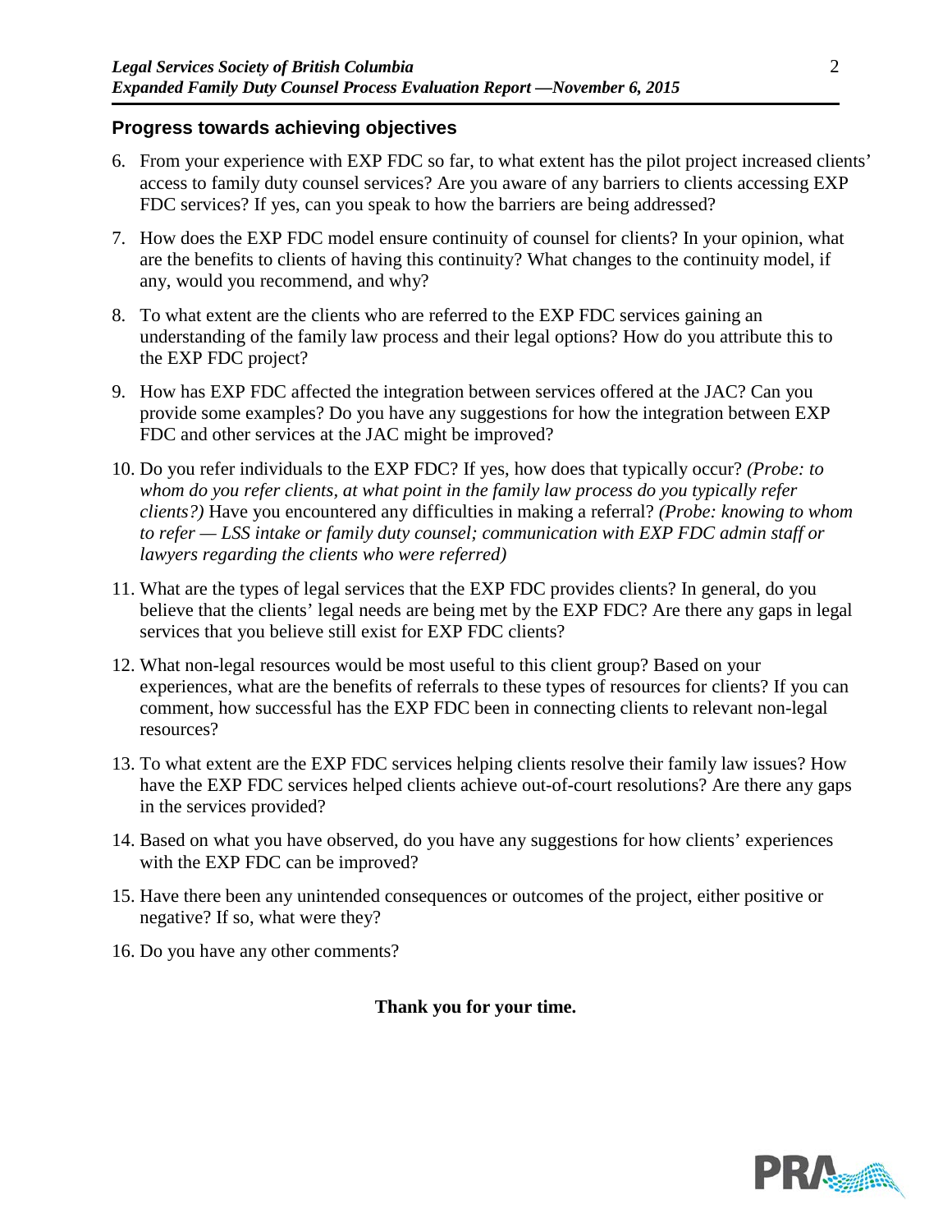## Progress towards achieving objectives

6. From your experience with EXP FDC so far, to what extent has the pilot project increased clients' access to family duty counsel services? Are you aware of any barriers to clients accessing EXP FDC services? If yes, can you speak to how the barriers are being addressed?

7. How does the EXP FDC model ensure continuity of counsel for clients? In your opinion, what are the benefits to clients of having this continuity? What changes to the continuity model, if any, would you recommend, and why?

8. To what extent are the clients who are referred to the EXP FDC services gaining an understanding of the family law process and their legal options? How do you attribute this to the EXP FDC project?

9. How has EXP FDC affected the integration between services offered at the JAC? Can you provide some examples? Do you have any suggestions for how the integration between EXP FDC and other services at the JAC might be improved?

10. Do you refer individuals to the EXP FDC? If yes, how does that typically occur? *(Probe: to whom do you refer clients, at what point in the family law process do you typically refer clients?)* Have you encountered any difficulties in making a referral? *(Probe: knowing to whom to refer — LSS intake or family duty counsel; communication with EXP FDC admin staff or lawyers regarding the clients who were referred)*

11. What are the types of legal services that the EXP FDC provides clients? In general, do you believe that the clients' legal needs are being met by the EXP FDC? Are there any gaps in legal services that you believe still exist for EXP FDC clients?

12. What non-legal resources would be most useful to this client group? Based on your experiences, what are the benefits of referrals to these types of resources for clients? If you can comment, how successful has the EXP FDC been in connecting clients to relevant non-legal resources?

13. To what extent are the EXP FDC services helping clients resolve their family law issues? How have the EXP FDC services helped clients achieve out-of-court resolutions? Are there any gaps in the services provided?

14. Based on what you have observed, do you have any suggestions for how clients' experiences with the EXP FDC can be improved?

15. Have there been any unintended consequences or outcomes of the project, either positive or negative? If so, what were they?

16. Do you have any other comments?

**Thank you for your time.**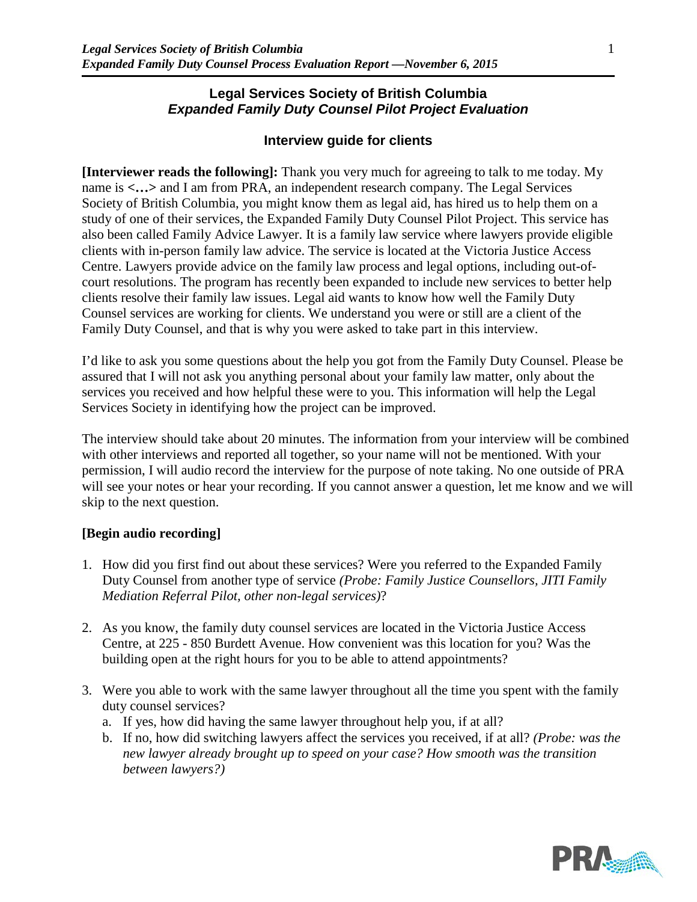## Legal Services Society of British Columbia
### *Expanded Family Duty Counsel Pilot Project Evaluation*

### Interview guide for clients

**[Interviewer reads the following]:** Thank you very much for agreeing to talk to me today. My name is **<…>** and I am from PRA, an independent research company. The Legal Services Society of British Columbia, you might know them as legal aid, has hired us to help them on a study of one of their services, the Expanded Family Duty Counsel Pilot Project. This service has also been called Family Advice Lawyer. It is a family law service where lawyers provide eligible clients with in-person family law advice. The service is located at the Victoria Justice Access Centre. Lawyers provide advice on the family law process and legal options, including out-of-court resolutions. The program has recently been expanded to include new services to better help clients resolve their family law issues. Legal aid wants to know how well the Family Duty Counsel services are working for clients. We understand you were or still are a client of the Family Duty Counsel, and that is why you were asked to take part in this interview.

I'd like to ask you some questions about the help you got from the Family Duty Counsel. Please be assured that I will not ask you anything personal about your family law matter, only about the services you received and how helpful these were to you. This information will help the Legal Services Society in identifying how the project can be improved.

The interview should take about 20 minutes. The information from your interview will be combined with other interviews and reported all together, so your name will not be mentioned. With your permission, I will audio record the interview for the purpose of note taking. No one outside of PRA will see your notes or hear your recording. If you cannot answer a question, let me know and we will skip to the next question.

**[Begin audio recording]**

1. How did you first find out about these services? Were you referred to the Expanded Family Duty Counsel from another type of service *(Probe: Family Justice Counsellors, JITI Family Mediation Referral Pilot, other non-legal services)*?

2. As you know, the family duty counsel services are located in the Victoria Justice Access Centre, at 225 - 850 Burdett Avenue. How convenient was this location for you? Was the building open at the right hours for you to be able to attend appointments?

3. Were you able to work with the same lawyer throughout all the time you spent with the family duty counsel services?
   a. If yes, how did having the same lawyer throughout help you, if at all?
   b. If no, how did switching lawyers affect the services you received, if at all? *(Probe: was the new lawyer already brought up to speed on your case? How smooth was the transition between lawyers?)*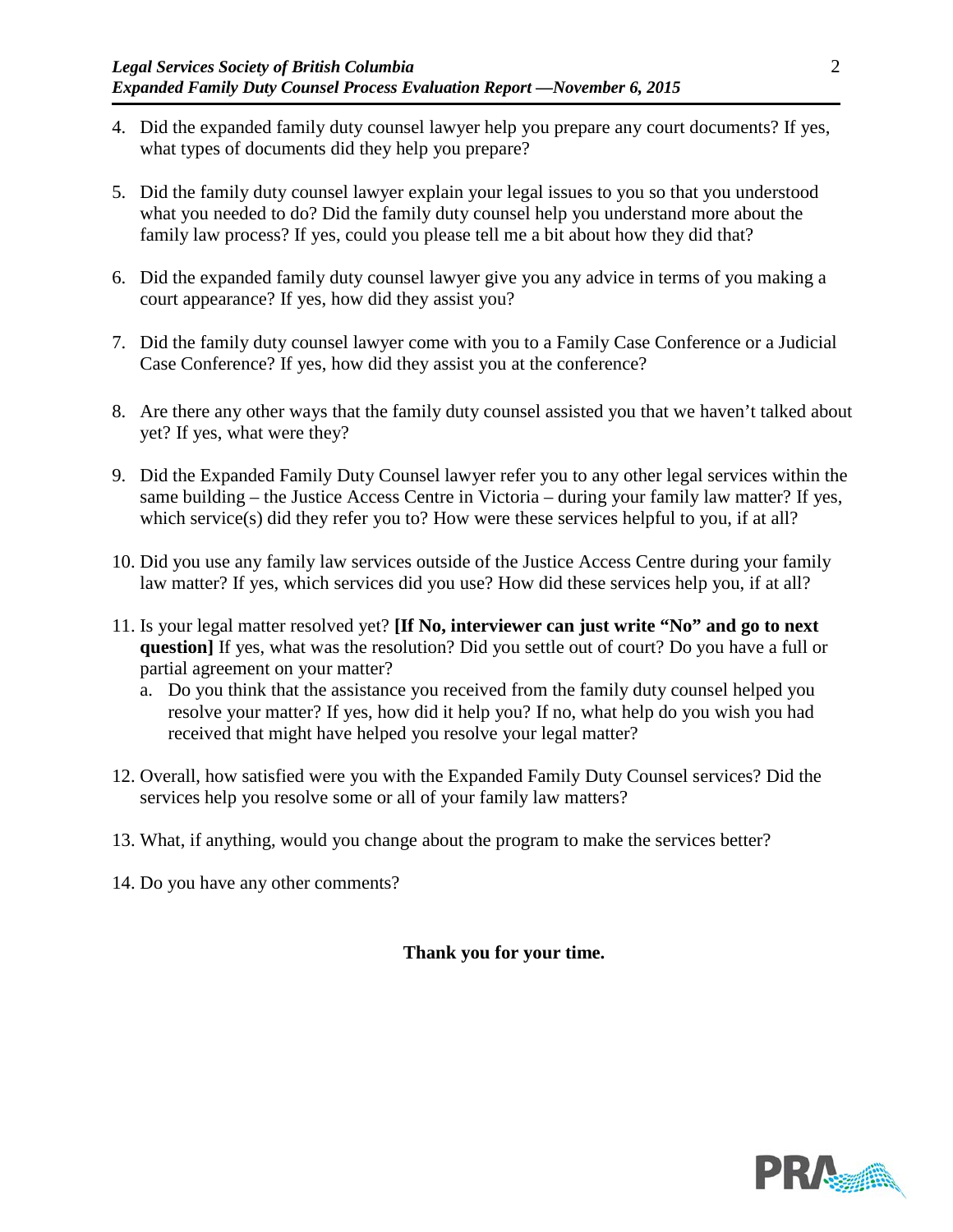4. Did the expanded family duty counsel lawyer help you prepare any court documents? If yes, what types of documents did they help you prepare?

5. Did the family duty counsel lawyer explain your legal issues to you so that you understood what you needed to do? Did the family duty counsel help you understand more about the family law process? If yes, could you please tell me a bit about how they did that?

6. Did the expanded family duty counsel lawyer give you any advice in terms of you making a court appearance? If yes, how did they assist you?

7. Did the family duty counsel lawyer come with you to a Family Case Conference or a Judicial Case Conference? If yes, how did they assist you at the conference?

8. Are there any other ways that the family duty counsel assisted you that we haven't talked about yet? If yes, what were they?

9. Did the Expanded Family Duty Counsel lawyer refer you to any other legal services within the same building – the Justice Access Centre in Victoria – during your family law matter? If yes, which service(s) did they refer you to? How were these services helpful to you, if at all?

10. Did you use any family law services outside of the Justice Access Centre during your family law matter? If yes, which services did you use? How did these services help you, if at all?

11. Is your legal matter resolved yet? **[If No, interviewer can just write "No" and go to next question]** If yes, what was the resolution? Did you settle out of court? Do you have a full or partial agreement on your matter?
    a. Do you think that the assistance you received from the family duty counsel helped you resolve your matter? If yes, how did it help you? If no, what help do you wish you had received that might have helped you resolve your legal matter?

12. Overall, how satisfied were you with the Expanded Family Duty Counsel services? Did the services help you resolve some or all of your family law matters?

13. What, if anything, would you change about the program to make the services better?

14. Do you have any other comments?

**Thank you for your time.**